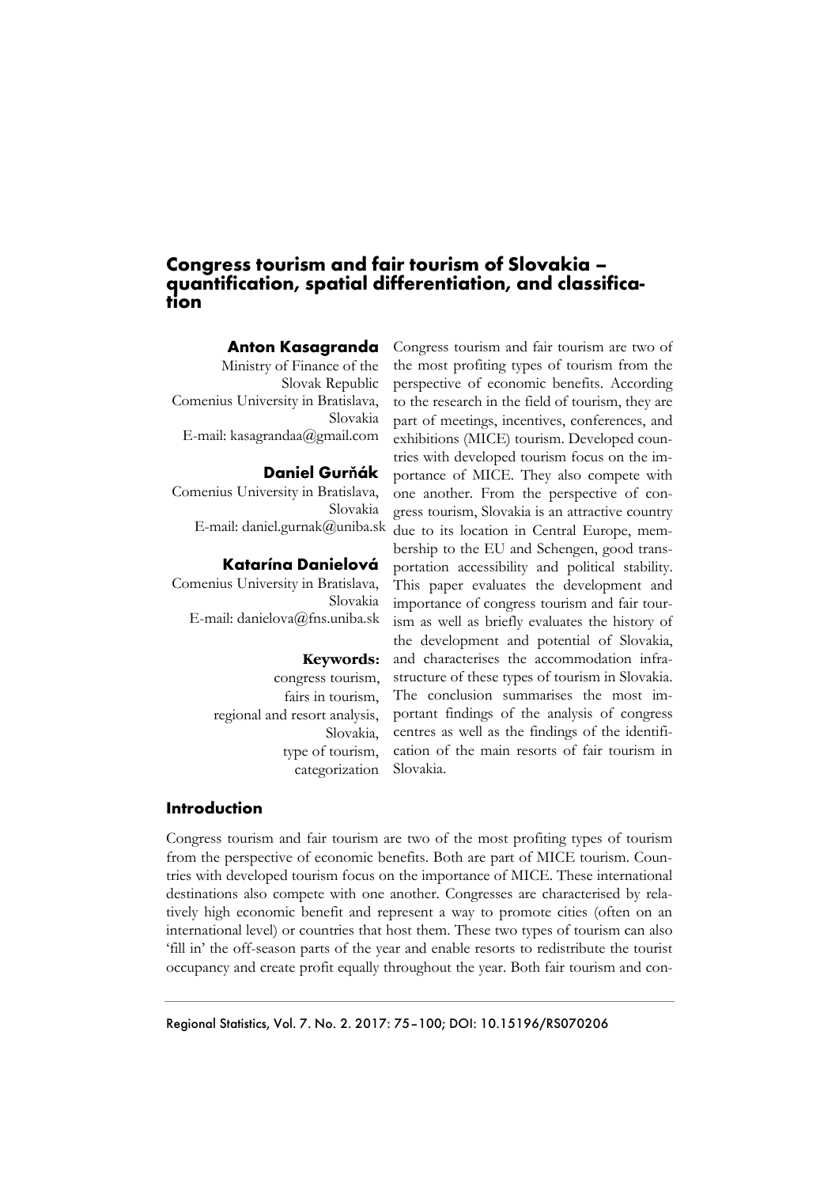# Congress tourism and fair tourism of Slovakia – quantification, spatial differentiation, and classification

**Anton Kasagranda**
Ministry of Finance of the Slovak Republic
Comenius University in Bratislava, Slovakia
E-mail: kasagrandaa@gmail.com

**Daniel Gurňák**
Comenius University in Bratislava, Slovakia
E-mail: daniel.gurnak@uniba.sk

**Katarína Danielová**
Comenius University in Bratislava, Slovakia
E-mail: danielova@fns.uniba.sk

**Keywords:**
congress tourism,
fairs in tourism,
regional and resort analysis,
Slovakia,
type of tourism,
categorization

Congress tourism and fair tourism are two of the most profiting types of tourism from the perspective of economic benefits. According to the research in the field of tourism, they are part of meetings, incentives, conferences, and exhibitions (MICE) tourism. Developed countries with developed tourism focus on the importance of MICE. They also compete with one another. From the perspective of congress tourism, Slovakia is an attractive country due to its location in Central Europe, membership to the EU and Schengen, good transportation accessibility and political stability. This paper evaluates the development and importance of congress tourism and fair tourism as well as briefly evaluates the history of the development and potential of Slovakia, and characterises the accommodation infrastructure of these types of tourism in Slovakia. The conclusion summarises the most important findings of the analysis of congress centres as well as the findings of the identification of the main resorts of fair tourism in Slovakia.

## Introduction

Congress tourism and fair tourism are two of the most profiting types of tourism from the perspective of economic benefits. Both are part of MICE tourism. Countries with developed tourism focus on the importance of MICE. These international destinations also compete with one another. Congresses are characterised by relatively high economic benefit and represent a way to promote cities (often on an international level) or countries that host them. These two types of tourism can also 'fill in' the off-season parts of the year and enable resorts to redistribute the tourist occupancy and create profit equally throughout the year. Both fair tourism and con-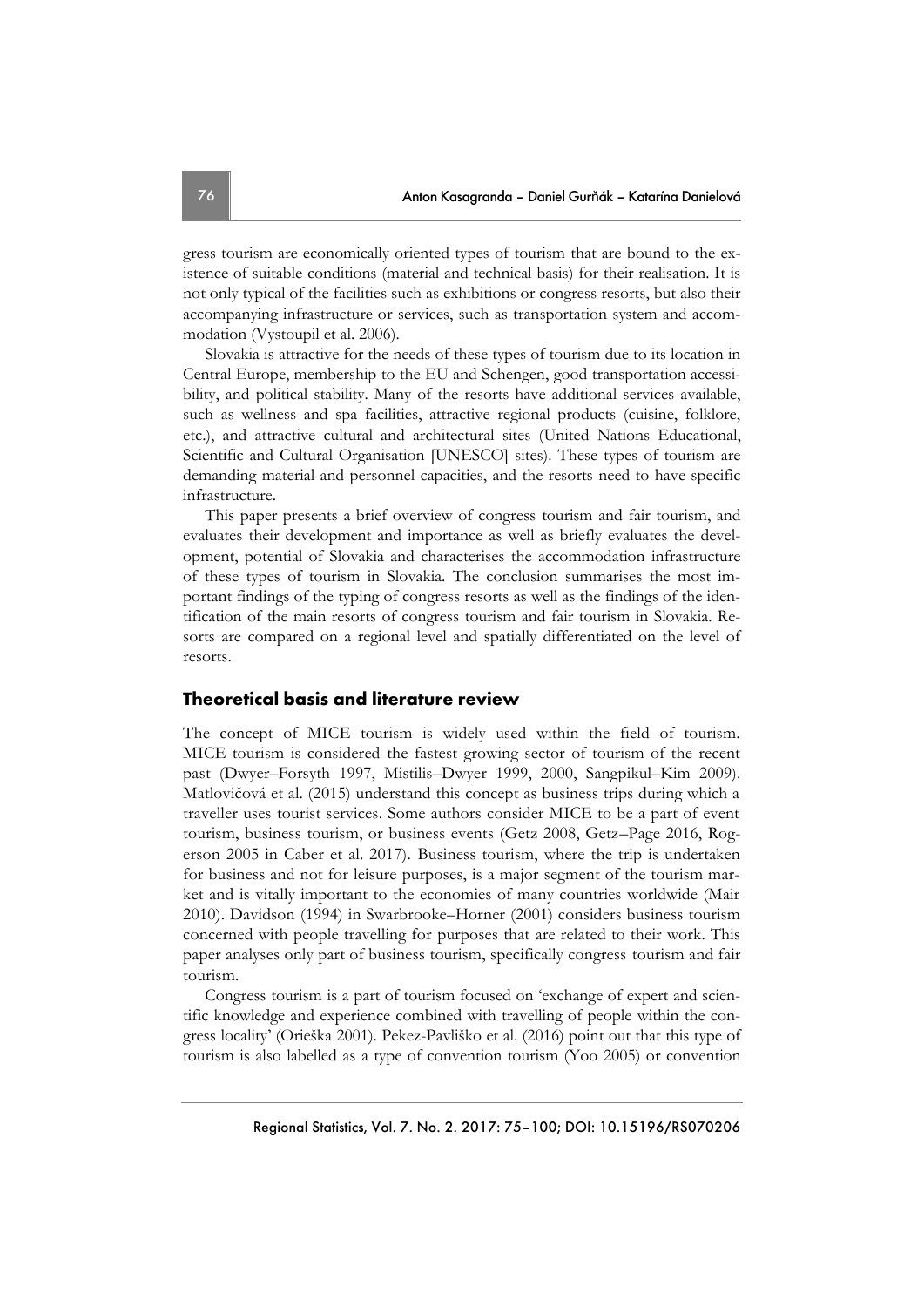gress tourism are economically oriented types of tourism that are bound to the existence of suitable conditions (material and technical basis) for their realisation. It is not only typical of the facilities such as exhibitions or congress resorts, but also their accompanying infrastructure or services, such as transportation system and accommodation (Vystoupil et al. 2006).

Slovakia is attractive for the needs of these types of tourism due to its location in Central Europe, membership to the EU and Schengen, good transportation accessibility, and political stability. Many of the resorts have additional services available, such as wellness and spa facilities, attractive regional products (cuisine, folklore, etc.), and attractive cultural and architectural sites (United Nations Educational, Scientific and Cultural Organisation [UNESCO] sites). These types of tourism are demanding material and personnel capacities, and the resorts need to have specific infrastructure.

This paper presents a brief overview of congress tourism and fair tourism, and evaluates their development and importance as well as briefly evaluates the development, potential of Slovakia and characterises the accommodation infrastructure of these types of tourism in Slovakia. The conclusion summarises the most important findings of the typing of congress resorts as well as the findings of the identification of the main resorts of congress tourism and fair tourism in Slovakia. Resorts are compared on a regional level and spatially differentiated on the level of resorts.

## Theoretical basis and literature review

The concept of MICE tourism is widely used within the field of tourism. MICE tourism is considered the fastest growing sector of tourism of the recent past (Dwyer–Forsyth 1997, Mistilis–Dwyer 1999, 2000, Sangpikul–Kim 2009). Matlovičová et al. (2015) understand this concept as business trips during which a traveller uses tourist services. Some authors consider MICE to be a part of event tourism, business tourism, or business events (Getz 2008, Getz–Page 2016, Rogerson 2005 in Caber et al. 2017). Business tourism, where the trip is undertaken for business and not for leisure purposes, is a major segment of the tourism market and is vitally important to the economies of many countries worldwide (Mair 2010). Davidson (1994) in Swarbrooke–Horner (2001) considers business tourism concerned with people travelling for purposes that are related to their work. This paper analyses only part of business tourism, specifically congress tourism and fair tourism.

Congress tourism is a part of tourism focused on 'exchange of expert and scientific knowledge and experience combined with travelling of people within the congress locality' (Orieška 2001). Pekez-Pavliško et al. (2016) point out that this type of tourism is also labelled as a type of convention tourism (Yoo 2005) or convention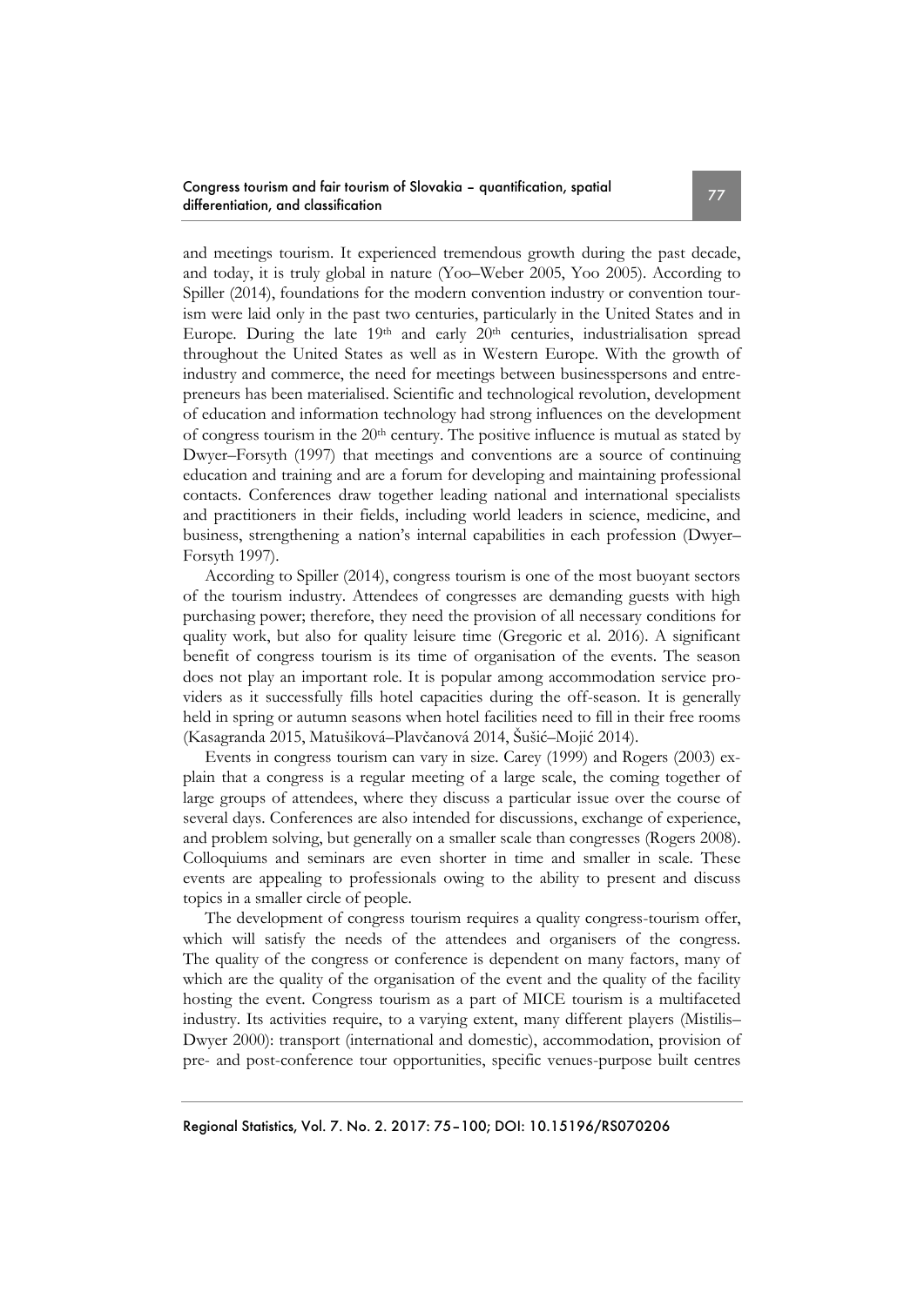and meetings tourism. It experienced tremendous growth during the past decade, and today, it is truly global in nature (Yoo–Weber 2005, Yoo 2005). According to Spiller (2014), foundations for the modern convention industry or convention tourism were laid only in the past two centuries, particularly in the United States and in Europe. During the late 19th and early 20th centuries, industrialisation spread throughout the United States as well as in Western Europe. With the growth of industry and commerce, the need for meetings between businesspersons and entrepreneurs has been materialised. Scientific and technological revolution, development of education and information technology had strong influences on the development of congress tourism in the 20th century. The positive influence is mutual as stated by Dwyer–Forsyth (1997) that meetings and conventions are a source of continuing education and training and are a forum for developing and maintaining professional contacts. Conferences draw together leading national and international specialists and practitioners in their fields, including world leaders in science, medicine, and business, strengthening a nation's internal capabilities in each profession (Dwyer–Forsyth 1997).

According to Spiller (2014), congress tourism is one of the most buoyant sectors of the tourism industry. Attendees of congresses are demanding guests with high purchasing power; therefore, they need the provision of all necessary conditions for quality work, but also for quality leisure time (Gregoric et al. 2016). A significant benefit of congress tourism is its time of organisation of the events. The season does not play an important role. It is popular among accommodation service providers as it successfully fills hotel capacities during the off-season. It is generally held in spring or autumn seasons when hotel facilities need to fill in their free rooms (Kasagranda 2015, Matušíková–Plavčanová 2014, Šušić–Mojić 2014).

Events in congress tourism can vary in size. Carey (1999) and Rogers (2003) explain that a congress is a regular meeting of a large scale, the coming together of large groups of attendees, where they discuss a particular issue over the course of several days. Conferences are also intended for discussions, exchange of experience, and problem solving, but generally on a smaller scale than congresses (Rogers 2008). Colloquiums and seminars are even shorter in time and smaller in scale. These events are appealing to professionals owing to the ability to present and discuss topics in a smaller circle of people.

The development of congress tourism requires a quality congress-tourism offer, which will satisfy the needs of the attendees and organisers of the congress. The quality of the congress or conference is dependent on many factors, many of which are the quality of the organisation of the event and the quality of the facility hosting the event. Congress tourism as a part of MICE tourism is a multifaceted industry. Its activities require, to a varying extent, many different players (Mistilis–Dwyer 2000): transport (international and domestic), accommodation, provision of pre- and post-conference tour opportunities, specific venues-purpose built centres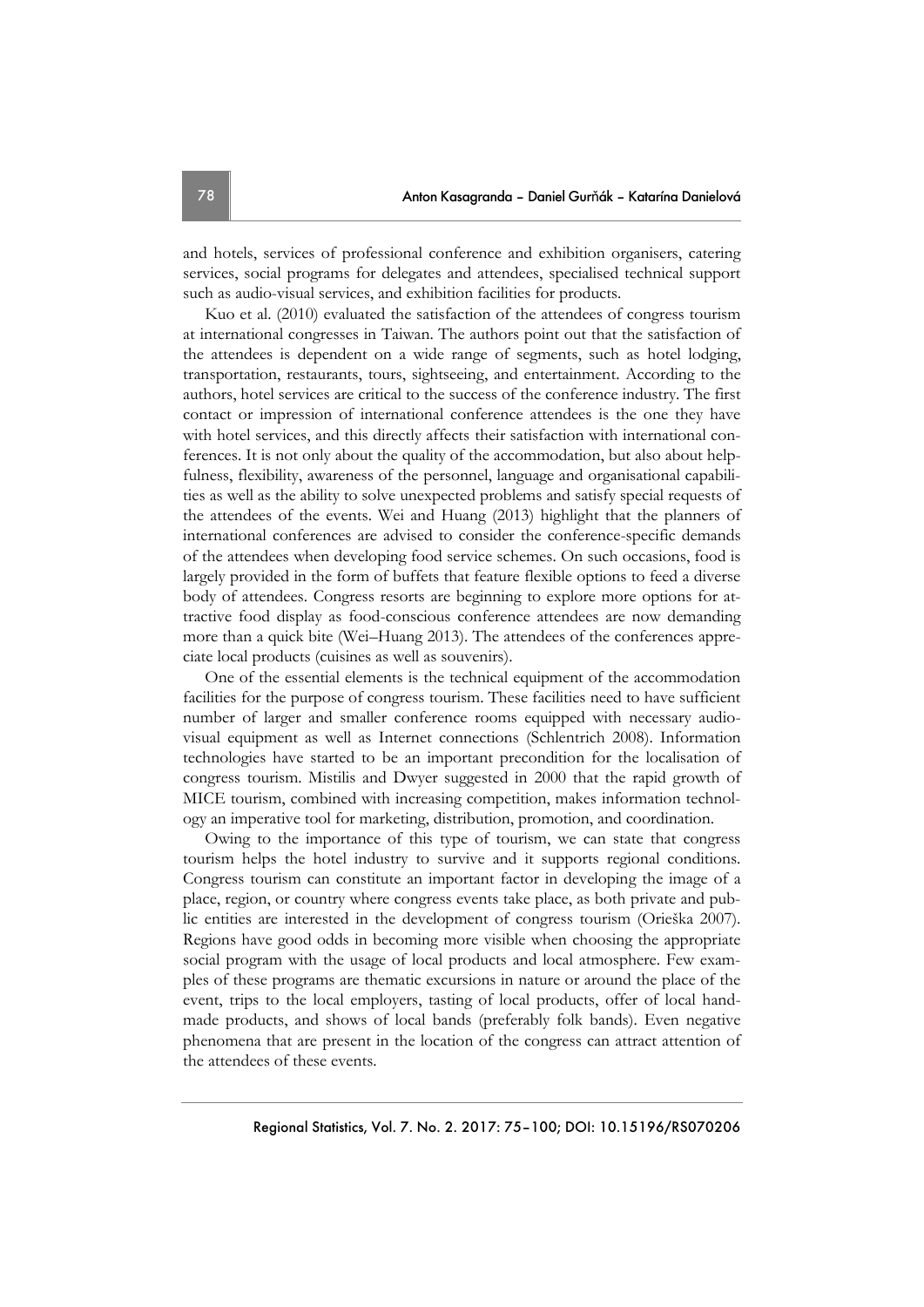and hotels, services of professional conference and exhibition organisers, catering services, social programs for delegates and attendees, specialised technical support such as audio-visual services, and exhibition facilities for products.

Kuo et al. (2010) evaluated the satisfaction of the attendees of congress tourism at international congresses in Taiwan. The authors point out that the satisfaction of the attendees is dependent on a wide range of segments, such as hotel lodging, transportation, restaurants, tours, sightseeing, and entertainment. According to the authors, hotel services are critical to the success of the conference industry. The first contact or impression of international conference attendees is the one they have with hotel services, and this directly affects their satisfaction with international conferences. It is not only about the quality of the accommodation, but also about helpfulness, flexibility, awareness of the personnel, language and organisational capabilities as well as the ability to solve unexpected problems and satisfy special requests of the attendees of the events. Wei and Huang (2013) highlight that the planners of international conferences are advised to consider the conference-specific demands of the attendees when developing food service schemes. On such occasions, food is largely provided in the form of buffets that feature flexible options to feed a diverse body of attendees. Congress resorts are beginning to explore more options for attractive food display as food-conscious conference attendees are now demanding more than a quick bite (Wei–Huang 2013). The attendees of the conferences appreciate local products (cuisines as well as souvenirs).

One of the essential elements is the technical equipment of the accommodation facilities for the purpose of congress tourism. These facilities need to have sufficient number of larger and smaller conference rooms equipped with necessary audio-visual equipment as well as Internet connections (Schlentrich 2008). Information technologies have started to be an important precondition for the localisation of congress tourism. Mistilis and Dwyer suggested in 2000 that the rapid growth of MICE tourism, combined with increasing competition, makes information technology an imperative tool for marketing, distribution, promotion, and coordination.

Owing to the importance of this type of tourism, we can state that congress tourism helps the hotel industry to survive and it supports regional conditions. Congress tourism can constitute an important factor in developing the image of a place, region, or country where congress events take place, as both private and public entities are interested in the development of congress tourism (Orieška 2007). Regions have good odds in becoming more visible when choosing the appropriate social program with the usage of local products and local atmosphere. Few examples of these programs are thematic excursions in nature or around the place of the event, trips to the local employers, tasting of local products, offer of local handmade products, and shows of local bands (preferably folk bands). Even negative phenomena that are present in the location of the congress can attract attention of the attendees of these events.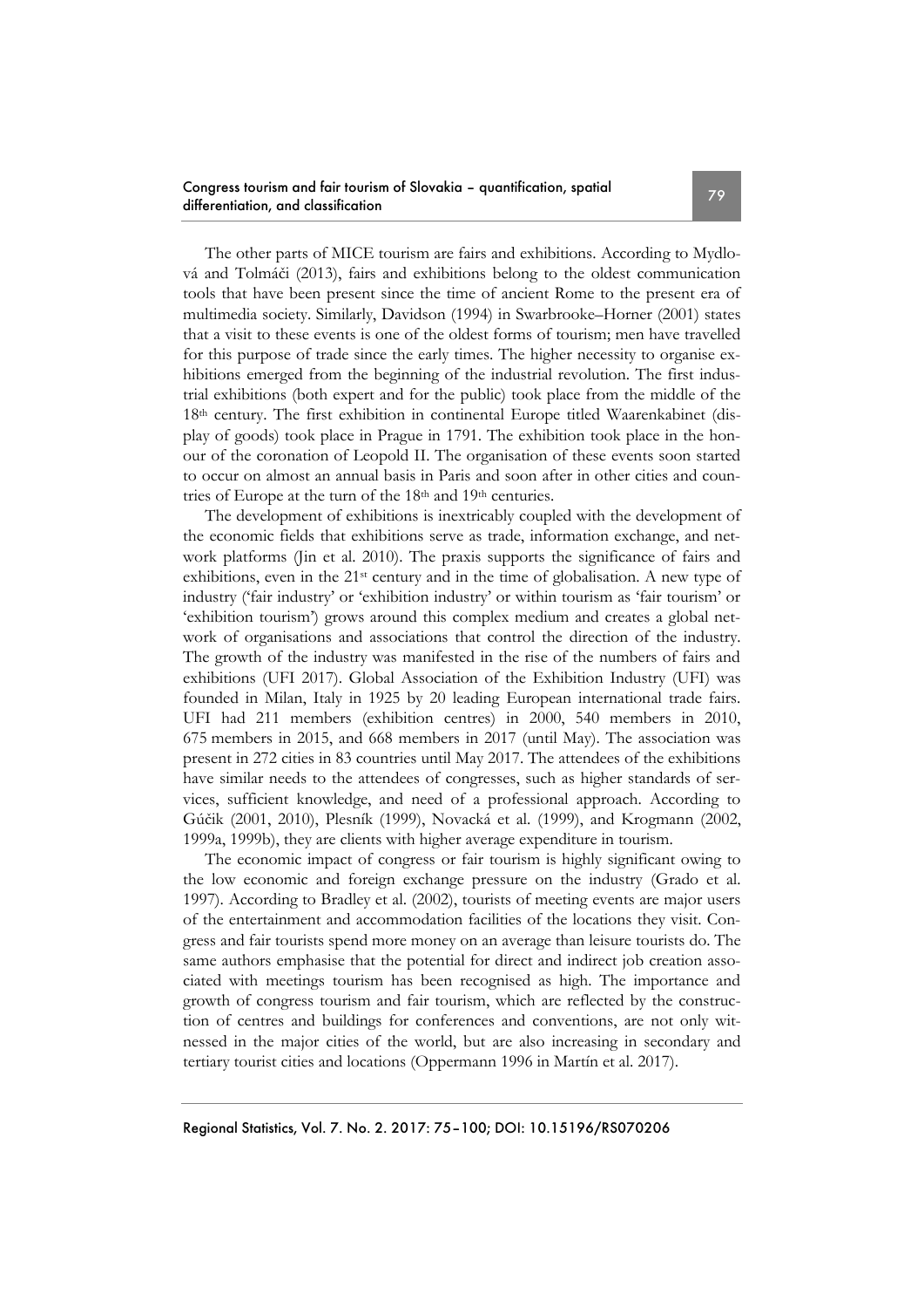The other parts of MICE tourism are fairs and exhibitions. According to Mydlová and Tolmáči (2013), fairs and exhibitions belong to the oldest communication tools that have been present since the time of ancient Rome to the present era of multimedia society. Similarly, Davidson (1994) in Swarbrooke–Horner (2001) states that a visit to these events is one of the oldest forms of tourism; men have travelled for this purpose of trade since the early times. The higher necessity to organise exhibitions emerged from the beginning of the industrial revolution. The first industrial exhibitions (both expert and for the public) took place from the middle of the 18th century. The first exhibition in continental Europe titled Waarenkabinet (display of goods) took place in Prague in 1791. The exhibition took place in the honour of the coronation of Leopold II. The organisation of these events soon started to occur on almost an annual basis in Paris and soon after in other cities and countries of Europe at the turn of the 18th and 19th centuries.

The development of exhibitions is inextricably coupled with the development of the economic fields that exhibitions serve as trade, information exchange, and network platforms (Jin et al. 2010). The praxis supports the significance of fairs and exhibitions, even in the 21st century and in the time of globalisation. A new type of industry ('fair industry' or 'exhibition industry' or within tourism as 'fair tourism' or 'exhibition tourism') grows around this complex medium and creates a global network of organisations and associations that control the direction of the industry. The growth of the industry was manifested in the rise of the numbers of fairs and exhibitions (UFI 2017). Global Association of the Exhibition Industry (UFI) was founded in Milan, Italy in 1925 by 20 leading European international trade fairs. UFI had 211 members (exhibition centres) in 2000, 540 members in 2010, 675 members in 2015, and 668 members in 2017 (until May). The association was present in 272 cities in 83 countries until May 2017. The attendees of the exhibitions have similar needs to the attendees of congresses, such as higher standards of services, sufficient knowledge, and need of a professional approach. According to Gúčik (2001, 2010), Plesník (1999), Novacká et al. (1999), and Krogmann (2002, 1999a, 1999b), they are clients with higher average expenditure in tourism.

The economic impact of congress or fair tourism is highly significant owing to the low economic and foreign exchange pressure on the industry (Grado et al. 1997). According to Bradley et al. (2002), tourists of meeting events are major users of the entertainment and accommodation facilities of the locations they visit. Congress and fair tourists spend more money on an average than leisure tourists do. The same authors emphasise that the potential for direct and indirect job creation associated with meetings tourism has been recognised as high. The importance and growth of congress tourism and fair tourism, which are reflected by the construction of centres and buildings for conferences and conventions, are not only witnessed in the major cities of the world, but are also increasing in secondary and tertiary tourist cities and locations (Oppermann 1996 in Martín et al. 2017).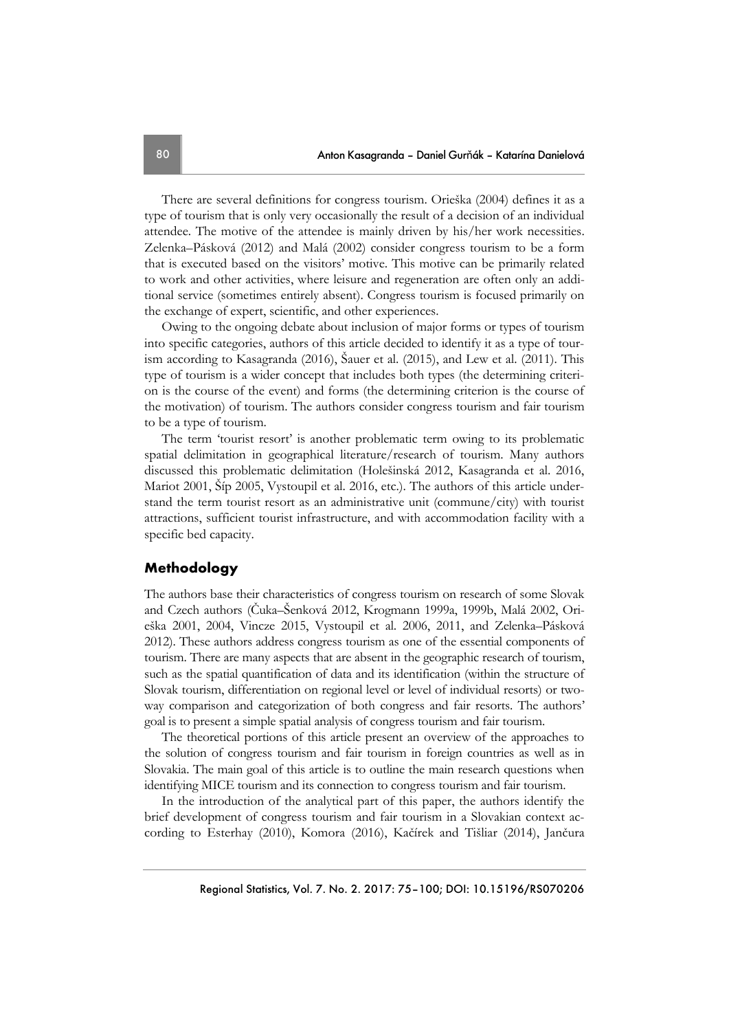There are several definitions for congress tourism. Orieška (2004) defines it as a type of tourism that is only very occasionally the result of a decision of an individual attendee. The motive of the attendee is mainly driven by his/her work necessities. Zelenka–Pásková (2012) and Malá (2002) consider congress tourism to be a form that is executed based on the visitors' motive. This motive can be primarily related to work and other activities, where leisure and regeneration are often only an additional service (sometimes entirely absent). Congress tourism is focused primarily on the exchange of expert, scientific, and other experiences.

Owing to the ongoing debate about inclusion of major forms or types of tourism into specific categories, authors of this article decided to identify it as a type of tourism according to Kasagranda (2016), Šauer et al. (2015), and Lew et al. (2011). This type of tourism is a wider concept that includes both types (the determining criterion is the course of the event) and forms (the determining criterion is the course of the motivation) of tourism. The authors consider congress tourism and fair tourism to be a type of tourism.

The term 'tourist resort' is another problematic term owing to its problematic spatial delimitation in geographical literature/research of tourism. Many authors discussed this problematic delimitation (Holešinská 2012, Kasagranda et al. 2016, Mariot 2001, Šíp 2005, Vystoupil et al. 2016, etc.). The authors of this article understand the term tourist resort as an administrative unit (commune/city) with tourist attractions, sufficient tourist infrastructure, and with accommodation facility with a specific bed capacity.

## Methodology

The authors base their characteristics of congress tourism on research of some Slovak and Czech authors (Čuka–Šenková 2012, Krogmann 1999a, 1999b, Malá 2002, Orieška 2001, 2004, Vincze 2015, Vystoupil et al. 2006, 2011, and Zelenka–Pásková 2012). These authors address congress tourism as one of the essential components of tourism. There are many aspects that are absent in the geographic research of tourism, such as the spatial quantification of data and its identification (within the structure of Slovak tourism, differentiation on regional level or level of individual resorts) or two-way comparison and categorization of both congress and fair resorts. The authors' goal is to present a simple spatial analysis of congress tourism and fair tourism.

The theoretical portions of this article present an overview of the approaches to the solution of congress tourism and fair tourism in foreign countries as well as in Slovakia. The main goal of this article is to outline the main research questions when identifying MICE tourism and its connection to congress tourism and fair tourism.

In the introduction of the analytical part of this paper, the authors identify the brief development of congress tourism and fair tourism in a Slovakian context according to Esterhay (2010), Komora (2016), Kačírek and Tišliar (2014), Jančura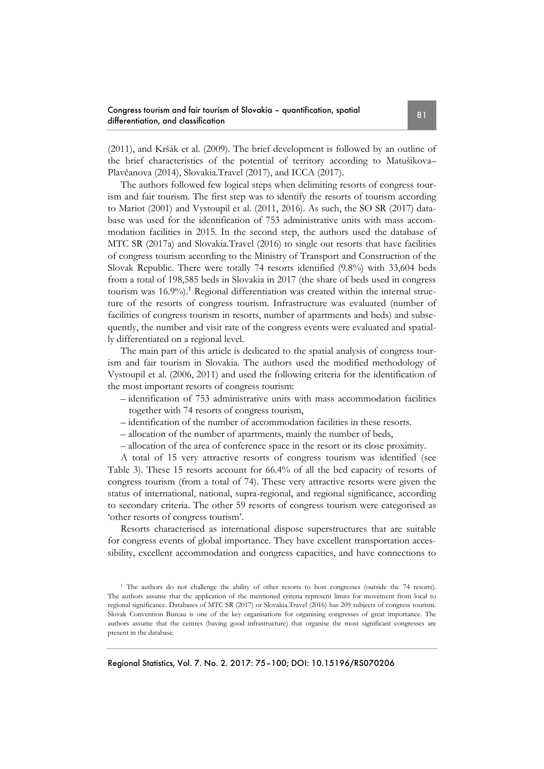(2011), and Kršák et al. (2009). The brief development is followed by an outline of the brief characteristics of the potential of territory according to Matušikova–Plavčanova (2014), Slovakia.Travel (2017), and ICCA (2017).

The authors followed few logical steps when delimiting resorts of congress tourism and fair tourism. The first step was to identify the resorts of tourism according to Mariot (2001) and Vystoupil et al. (2011, 2016). As such, the SO SR (2017) database was used for the identification of 753 administrative units with mass accommodation facilities in 2015. In the second step, the authors used the database of MTC SR (2017a) and Slovakia.Travel (2016) to single out resorts that have facilities of congress tourism according to the Ministry of Transport and Construction of the Slovak Republic. There were totally 74 resorts identified (9.8%) with 33,604 beds from a total of 198,585 beds in Slovakia in 2017 (the share of beds used in congress tourism was 16.9%).[1] Regional differentiation was created within the internal structure of the resorts of congress tourism. Infrastructure was evaluated (number of facilities of congress tourism in resorts, number of apartments and beds) and subsequently, the number and visit rate of the congress events were evaluated and spatially differentiated on a regional level.

The main part of this article is dedicated to the spatial analysis of congress tourism and fair tourism in Slovakia. The authors used the modified methodology of Vystoupil et al. (2006, 2011) and used the following criteria for the identification of the most important resorts of congress tourism:

- identification of 753 administrative units with mass accommodation facilities together with 74 resorts of congress tourism,
- identification of the number of accommodation facilities in these resorts.
- allocation of the number of apartments, mainly the number of beds,
- allocation of the area of conference space in the resort or its close proximity.

A total of 15 very attractive resorts of congress tourism was identified (see Table 3). These 15 resorts account for 66.4% of all the bed capacity of resorts of congress tourism (from a total of 74). These very attractive resorts were given the status of international, national, supra-regional, and regional significance, according to secondary criteria. The other 59 resorts of congress tourism were categorised as 'other resorts of congress tourism'.

Resorts characterised as international dispose superstructures that are suitable for congress events of global importance. They have excellent transportation accessibility, excellent accommodation and congress capacities, and have connections to

[1] The authors do not challenge the ability of other resorts to host congresses (outside the 74 resorts). The authors assume that the application of the mentioned criteria represent limits for movement from local to regional significance. Databases of MTC SR (2017) or Slovakia.Travel (2016) has 209 subjects of congress tourism. Slovak Convention Bureau is one of the key organisations for organising congresses of great importance. The authors assume that the centres (having good infrastructure) that organise the most significant congresses are present in the database.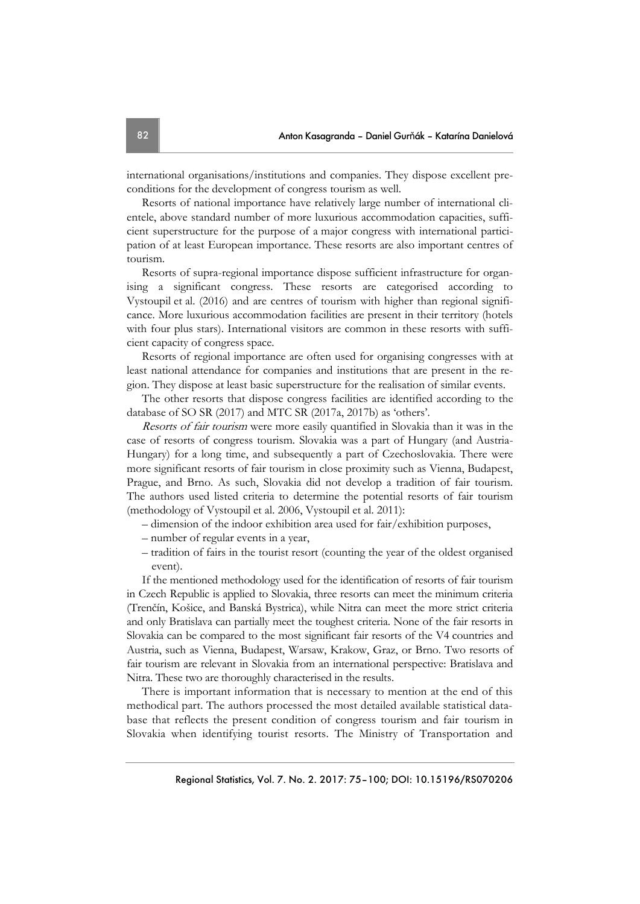international organisations/institutions and companies. They dispose excellent preconditions for the development of congress tourism as well.

Resorts of national importance have relatively large number of international clientele, above standard number of more luxurious accommodation capacities, sufficient superstructure for the purpose of a major congress with international participation of at least European importance. These resorts are also important centres of tourism.

Resorts of supra-regional importance dispose sufficient infrastructure for organising a significant congress. These resorts are categorised according to Vystoupil et al. (2016) and are centres of tourism with higher than regional significance. More luxurious accommodation facilities are present in their territory (hotels with four plus stars). International visitors are common in these resorts with sufficient capacity of congress space.

Resorts of regional importance are often used for organising congresses with at least national attendance for companies and institutions that are present in the region. They dispose at least basic superstructure for the realisation of similar events.

The other resorts that dispose congress facilities are identified according to the database of SO SR (2017) and MTC SR (2017a, 2017b) as 'others'.

*Resorts of fair tourism* were more easily quantified in Slovakia than it was in the case of resorts of congress tourism. Slovakia was a part of Hungary (and Austria-Hungary) for a long time, and subsequently a part of Czechoslovakia. There were more significant resorts of fair tourism in close proximity such as Vienna, Budapest, Prague, and Brno. As such, Slovakia did not develop a tradition of fair tourism. The authors used listed criteria to determine the potential resorts of fair tourism (methodology of Vystoupil et al. 2006, Vystoupil et al. 2011):

– dimension of the indoor exhibition area used for fair/exhibition purposes,
– number of regular events in a year,
– tradition of fairs in the tourist resort (counting the year of the oldest organised event).

If the mentioned methodology used for the identification of resorts of fair tourism in Czech Republic is applied to Slovakia, three resorts can meet the minimum criteria (Trenčín, Košice, and Banská Bystrica), while Nitra can meet the more strict criteria and only Bratislava can partially meet the toughest criteria. None of the fair resorts in Slovakia can be compared to the most significant fair resorts of the V4 countries and Austria, such as Vienna, Budapest, Warsaw, Krakow, Graz, or Brno. Two resorts of fair tourism are relevant in Slovakia from an international perspective: Bratislava and Nitra. These two are thoroughly characterised in the results.

There is important information that is necessary to mention at the end of this methodical part. The authors processed the most detailed available statistical database that reflects the present condition of congress tourism and fair tourism in Slovakia when identifying tourist resorts. The Ministry of Transportation and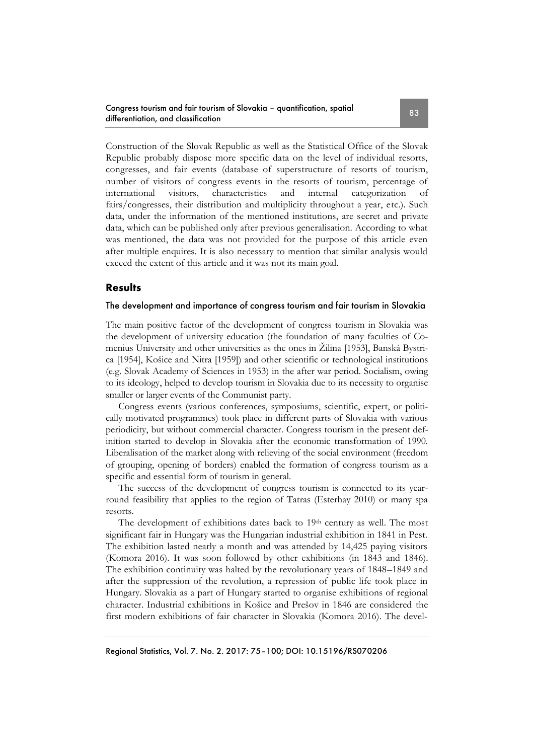Construction of the Slovak Republic as well as the Statistical Office of the Slovak Republic probably dispose more specific data on the level of individual resorts, congresses, and fair events (database of superstructure of resorts of tourism, number of visitors of congress events in the resorts of tourism, percentage of international visitors, characteristics and internal categorization of fairs/congresses, their distribution and multiplicity throughout a year, etc.). Such data, under the information of the mentioned institutions, are secret and private data, which can be published only after previous generalisation. According to what was mentioned, the data was not provided for the purpose of this article even after multiple enquires. It is also necessary to mention that similar analysis would exceed the extent of this article and it was not its main goal.

## Results

### The development and importance of congress tourism and fair tourism in Slovakia

The main positive factor of the development of congress tourism in Slovakia was the development of university education (the foundation of many faculties of Comenius University and other universities as the ones in Žilina [1953], Banská Bystrica [1954], Košice and Nitra [1959]) and other scientific or technological institutions (e.g. Slovak Academy of Sciences in 1953) in the after war period. Socialism, owing to its ideology, helped to develop tourism in Slovakia due to its necessity to organise smaller or larger events of the Communist party.

Congress events (various conferences, symposiums, scientific, expert, or politically motivated programmes) took place in different parts of Slovakia with various periodicity, but without commercial character. Congress tourism in the present definition started to develop in Slovakia after the economic transformation of 1990. Liberalisation of the market along with relieving of the social environment (freedom of grouping, opening of borders) enabled the formation of congress tourism as a specific and essential form of tourism in general.

The success of the development of congress tourism is connected to its year-round feasibility that applies to the region of Tatras (Esterhay 2010) or many spa resorts.

The development of exhibitions dates back to 19th century as well. The most significant fair in Hungary was the Hungarian industrial exhibition in 1841 in Pest. The exhibition lasted nearly a month and was attended by 14,425 paying visitors (Komora 2016). It was soon followed by other exhibitions (in 1843 and 1846). The exhibition continuity was halted by the revolutionary years of 1848–1849 and after the suppression of the revolution, a repression of public life took place in Hungary. Slovakia as a part of Hungary started to organise exhibitions of regional character. Industrial exhibitions in Košice and Prešov in 1846 are considered the first modern exhibitions of fair character in Slovakia (Komora 2016). The devel-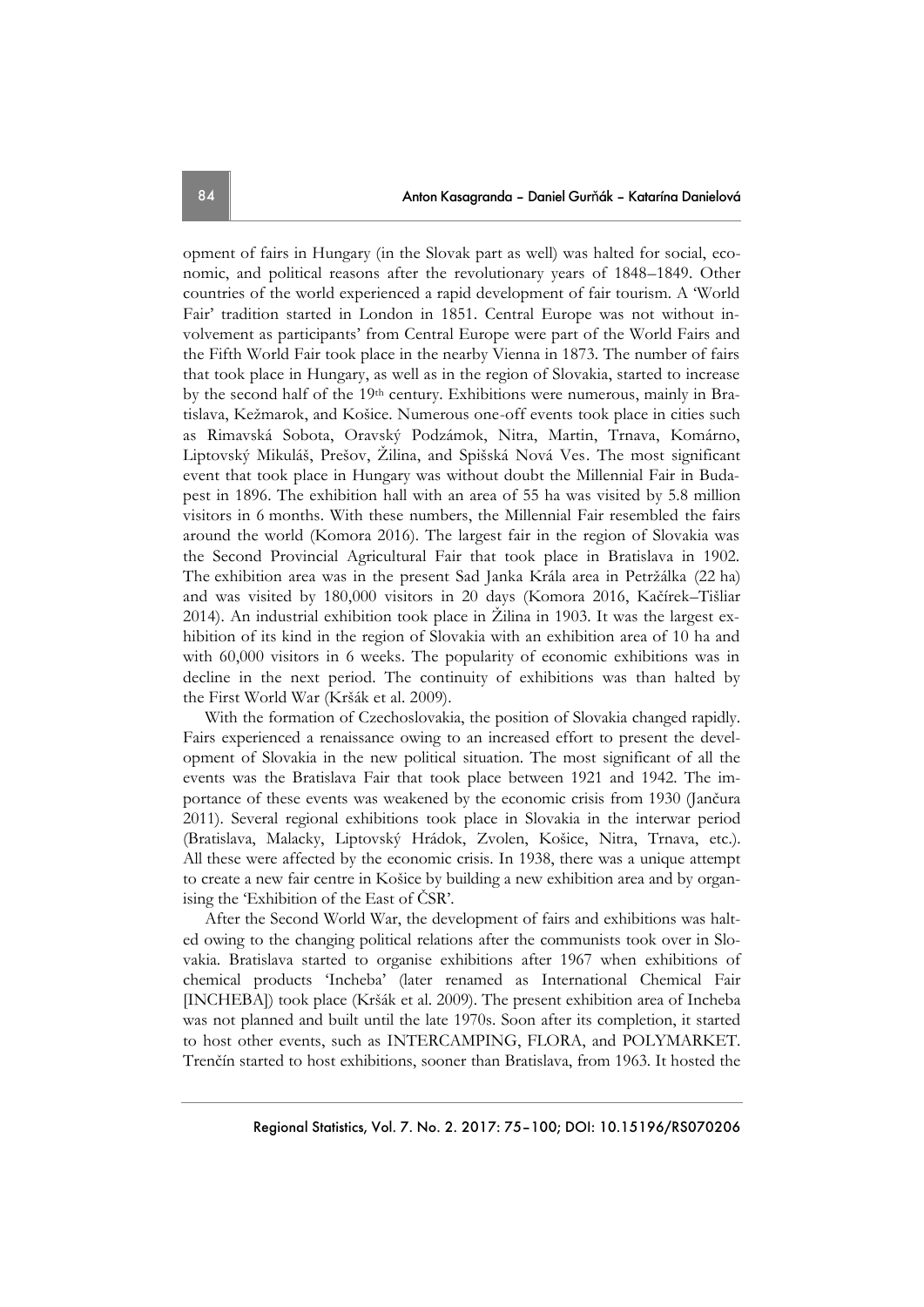opment of fairs in Hungary (in the Slovak part as well) was halted for social, economic, and political reasons after the revolutionary years of 1848–1849. Other countries of the world experienced a rapid development of fair tourism. A 'World Fair' tradition started in London in 1851. Central Europe was not without involvement as participants' from Central Europe were part of the World Fairs and the Fifth World Fair took place in the nearby Vienna in 1873. The number of fairs that took place in Hungary, as well as in the region of Slovakia, started to increase by the second half of the 19th century. Exhibitions were numerous, mainly in Bratislava, Kežmarok, and Košice. Numerous one-off events took place in cities such as Rimavská Sobota, Oravský Podzámok, Nitra, Martin, Trnava, Komárno, Liptovský Mikuláš, Prešov, Žilina, and Spišská Nová Ves. The most significant event that took place in Hungary was without doubt the Millennial Fair in Budapest in 1896. The exhibition hall with an area of 55 ha was visited by 5.8 million visitors in 6 months. With these numbers, the Millennial Fair resembled the fairs around the world (Komora 2016). The largest fair in the region of Slovakia was the Second Provincial Agricultural Fair that took place in Bratislava in 1902. The exhibition area was in the present Sad Janka Kráľa area in Petržálka (22 ha) and was visited by 180,000 visitors in 20 days (Komora 2016, Kačírek–Tišliar 2014). An industrial exhibition took place in Žilina in 1903. It was the largest exhibition of its kind in the region of Slovakia with an exhibition area of 10 ha and with 60,000 visitors in 6 weeks. The popularity of economic exhibitions was in decline in the next period. The continuity of exhibitions was than halted by the First World War (Kršák et al. 2009).

With the formation of Czechoslovakia, the position of Slovakia changed rapidly. Fairs experienced a renaissance owing to an increased effort to present the development of Slovakia in the new political situation. The most significant of all the events was the Bratislava Fair that took place between 1921 and 1942. The importance of these events was weakened by the economic crisis from 1930 (Jančura 2011). Several regional exhibitions took place in Slovakia in the interwar period (Bratislava, Malacky, Liptovský Hrádok, Zvolen, Košice, Nitra, Trnava, etc.). All these were affected by the economic crisis. In 1938, there was a unique attempt to create a new fair centre in Košice by building a new exhibition area and by organising the 'Exhibition of the East of ČSR'.

After the Second World War, the development of fairs and exhibitions was halted owing to the changing political relations after the communists took over in Slovakia. Bratislava started to organise exhibitions after 1967 when exhibitions of chemical products 'Incheba' (later renamed as International Chemical Fair [INCHEBA]) took place (Kršák et al. 2009). The present exhibition area of Incheba was not planned and built until the late 1970s. Soon after its completion, it started to host other events, such as INTERCAMPING, FLORA, and POLYMARKET. Trenčín started to host exhibitions, sooner than Bratislava, from 1963. It hosted the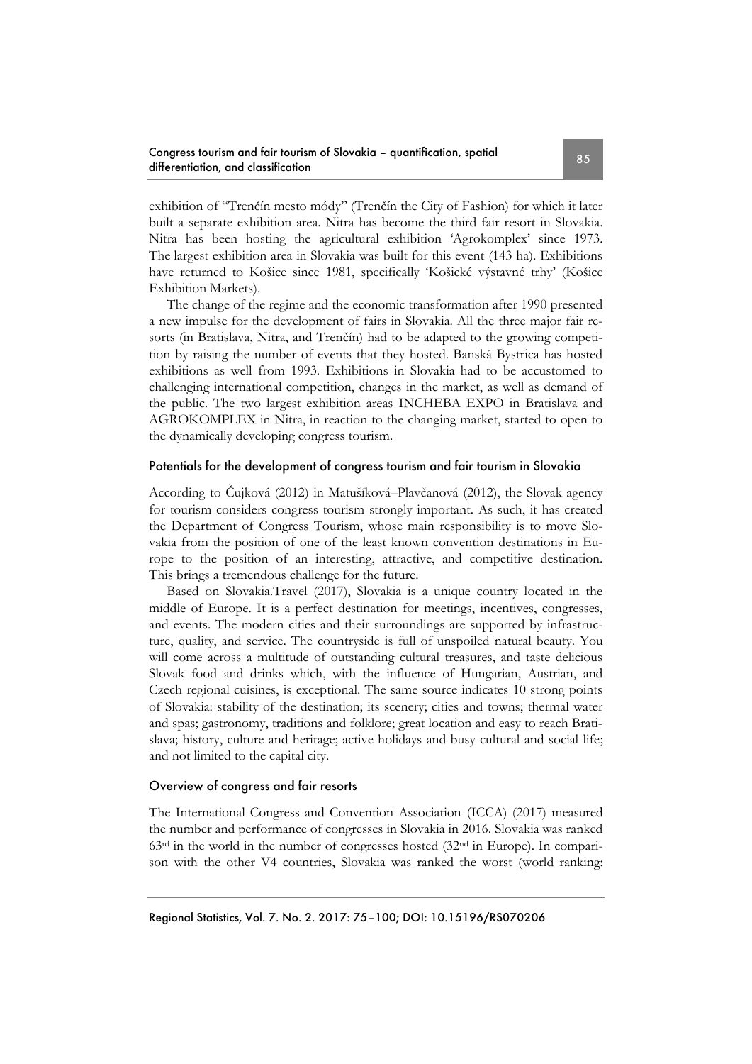exhibition of "Trenčín mesto módy" (Trenčín the City of Fashion) for which it later built a separate exhibition area. Nitra has become the third fair resort in Slovakia. Nitra has been hosting the agricultural exhibition 'Agrokomplex' since 1973. The largest exhibition area in Slovakia was built for this event (143 ha). Exhibitions have returned to Košice since 1981, specifically 'Košické výstavné trhy' (Košice Exhibition Markets).

The change of the regime and the economic transformation after 1990 presented a new impulse for the development of fairs in Slovakia. All the three major fair resorts (in Bratislava, Nitra, and Trenčín) had to be adapted to the growing competition by raising the number of events that they hosted. Banská Bystrica has hosted exhibitions as well from 1993. Exhibitions in Slovakia had to be accustomed to challenging international competition, changes in the market, as well as demand of the public. The two largest exhibition areas INCHEBA EXPO in Bratislava and AGROKOMPLEX in Nitra, in reaction to the changing market, started to open to the dynamically developing congress tourism.

## Potentials for the development of congress tourism and fair tourism in Slovakia

According to Čujková (2012) in Matušíková–Plavčanová (2012), the Slovak agency for tourism considers congress tourism strongly important. As such, it has created the Department of Congress Tourism, whose main responsibility is to move Slovakia from the position of one of the least known convention destinations in Europe to the position of an interesting, attractive, and competitive destination. This brings a tremendous challenge for the future.

Based on Slovakia.Travel (2017), Slovakia is a unique country located in the middle of Europe. It is a perfect destination for meetings, incentives, congresses, and events. The modern cities and their surroundings are supported by infrastructure, quality, and service. The countryside is full of unspoiled natural beauty. You will come across a multitude of outstanding cultural treasures, and taste delicious Slovak food and drinks which, with the influence of Hungarian, Austrian, and Czech regional cuisines, is exceptional. The same source indicates 10 strong points of Slovakia: stability of the destination; its scenery; cities and towns; thermal water and spas; gastronomy, traditions and folklore; great location and easy to reach Bratislava; history, culture and heritage; active holidays and busy cultural and social life; and not limited to the capital city.

## Overview of congress and fair resorts

The International Congress and Convention Association (ICCA) (2017) measured the number and performance of congresses in Slovakia in 2016. Slovakia was ranked 63rd in the world in the number of congresses hosted (32nd in Europe). In comparison with the other V4 countries, Slovakia was ranked the worst (world ranking: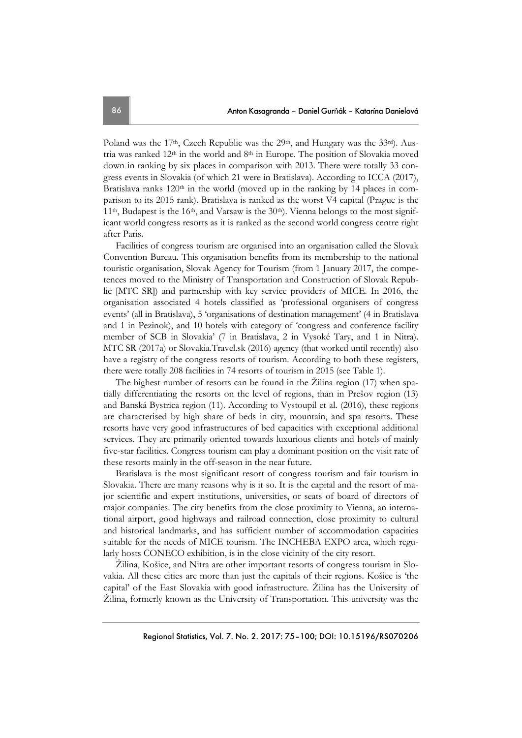Poland was the 17th, Czech Republic was the 29th, and Hungary was the 33rd). Austria was ranked 12th in the world and 8th in Europe. The position of Slovakia moved down in ranking by six places in comparison with 2013. There were totally 33 congress events in Slovakia (of which 21 were in Bratislava). According to ICCA (2017), Bratislava ranks 120th in the world (moved up in the ranking by 14 places in comparison to its 2015 rank). Bratislava is ranked as the worst V4 capital (Prague is the 11th, Budapest is the 16th, and Varsaw is the 30th). Vienna belongs to the most significant world congress resorts as it is ranked as the second world congress centre right after Paris.

Facilities of congress tourism are organised into an organisation called the Slovak Convention Bureau. This organisation benefits from its membership to the national touristic organisation, Slovak Agency for Tourism (from 1 January 2017, the competences moved to the Ministry of Transportation and Construction of Slovak Republic [MTC SR]) and partnership with key service providers of MICE. In 2016, the organisation associated 4 hotels classified as 'professional organisers of congress events' (all in Bratislava), 5 'organisations of destination management' (4 in Bratislava and 1 in Pezinok), and 10 hotels with category of 'congress and conference facility member of SCB in Slovakia' (7 in Bratislava, 2 in Vysoké Tary, and 1 in Nitra). MTC SR (2017a) or Slovakia.Travel.sk (2016) agency (that worked until recently) also have a registry of the congress resorts of tourism. According to both these registers, there were totally 208 facilities in 74 resorts of tourism in 2015 (see Table 1).

The highest number of resorts can be found in the Žilina region (17) when spatially differentiating the resorts on the level of regions, than in Prešov region (13) and Banská Bystrica region (11). According to Vystoupil et al. (2016), these regions are characterised by high share of beds in city, mountain, and spa resorts. These resorts have very good infrastructures of bed capacities with exceptional additional services. They are primarily oriented towards luxurious clients and hotels of mainly five-star facilities. Congress tourism can play a dominant position on the visit rate of these resorts mainly in the off-season in the near future.

Bratislava is the most significant resort of congress tourism and fair tourism in Slovakia. There are many reasons why is it so. It is the capital and the resort of major scientific and expert institutions, universities, or seats of board of directors of major companies. The city benefits from the close proximity to Vienna, an international airport, good highways and railroad connection, close proximity to cultural and historical landmarks, and has sufficient number of accommodation capacities suitable for the needs of MICE tourism. The INCHEBA EXPO area, which regularly hosts CONECO exhibition, is in the close vicinity of the city resort.

Žilina, Košice, and Nitra are other important resorts of congress tourism in Slovakia. All these cities are more than just the capitals of their regions. Košice is 'the capital' of the East Slovakia with good infrastructure. Žilina has the University of Žilina, formerly known as the University of Transportation. This university was the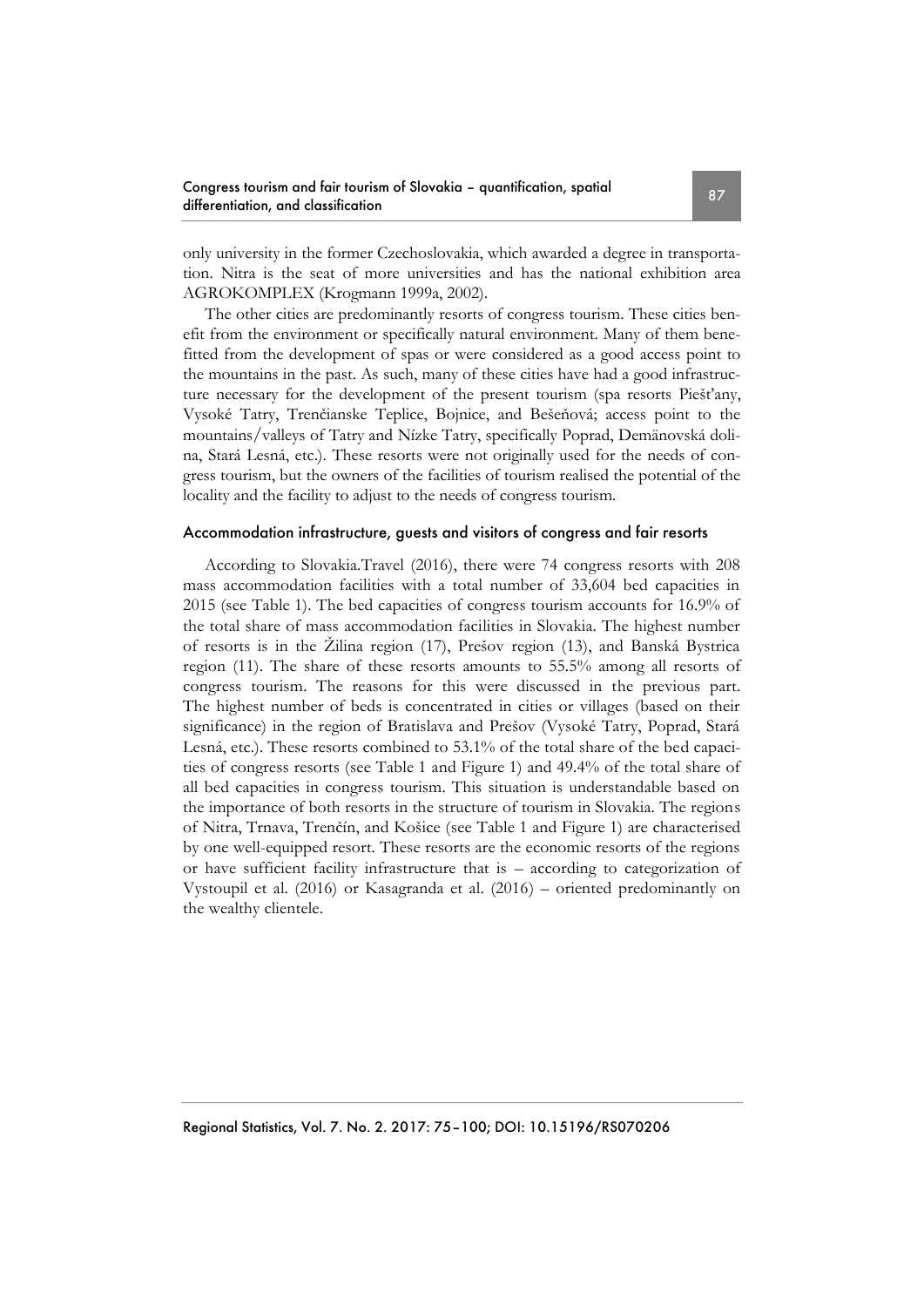only university in the former Czechoslovakia, which awarded a degree in transportation. Nitra is the seat of more universities and has the national exhibition area AGROKOMPLEX (Krogmann 1999a, 2002).

The other cities are predominantly resorts of congress tourism. These cities benefit from the environment or specifically natural environment. Many of them benefitted from the development of spas or were considered as a good access point to the mountains in the past. As such, many of these cities have had a good infrastructure necessary for the development of the present tourism (spa resorts Piešťany, Vysoké Tatry, Trenčianske Teplice, Bojnice, and Bešeňová; access point to the mountains/valleys of Tatry and Nízke Tatry, specifically Poprad, Demänovská dolina, Stará Lesná, etc.). These resorts were not originally used for the needs of congress tourism, but the owners of the facilities of tourism realised the potential of the locality and the facility to adjust to the needs of congress tourism.

### Accommodation infrastructure, guests and visitors of congress and fair resorts

According to Slovakia.Travel (2016), there were 74 congress resorts with 208 mass accommodation facilities with a total number of 33,604 bed capacities in 2015 (see Table 1). The bed capacities of congress tourism accounts for 16.9% of the total share of mass accommodation facilities in Slovakia. The highest number of resorts is in the Žilina region (17), Prešov region (13), and Banská Bystrica region (11). The share of these resorts amounts to 55.5% among all resorts of congress tourism. The reasons for this were discussed in the previous part. The highest number of beds is concentrated in cities or villages (based on their significance) in the region of Bratislava and Prešov (Vysoké Tatry, Poprad, Stará Lesná, etc.). These resorts combined to 53.1% of the total share of the bed capacities of congress resorts (see Table 1 and Figure 1) and 49.4% of the total share of all bed capacities in congress tourism. This situation is understandable based on the importance of both resorts in the structure of tourism in Slovakia. The regions of Nitra, Trnava, Trenčín, and Košice (see Table 1 and Figure 1) are characterised by one well-equipped resort. These resorts are the economic resorts of the regions or have sufficient facility infrastructure that is – according to categorization of Vystoupil et al. (2016) or Kasagranda et al. (2016) – oriented predominantly on the wealthy clientele.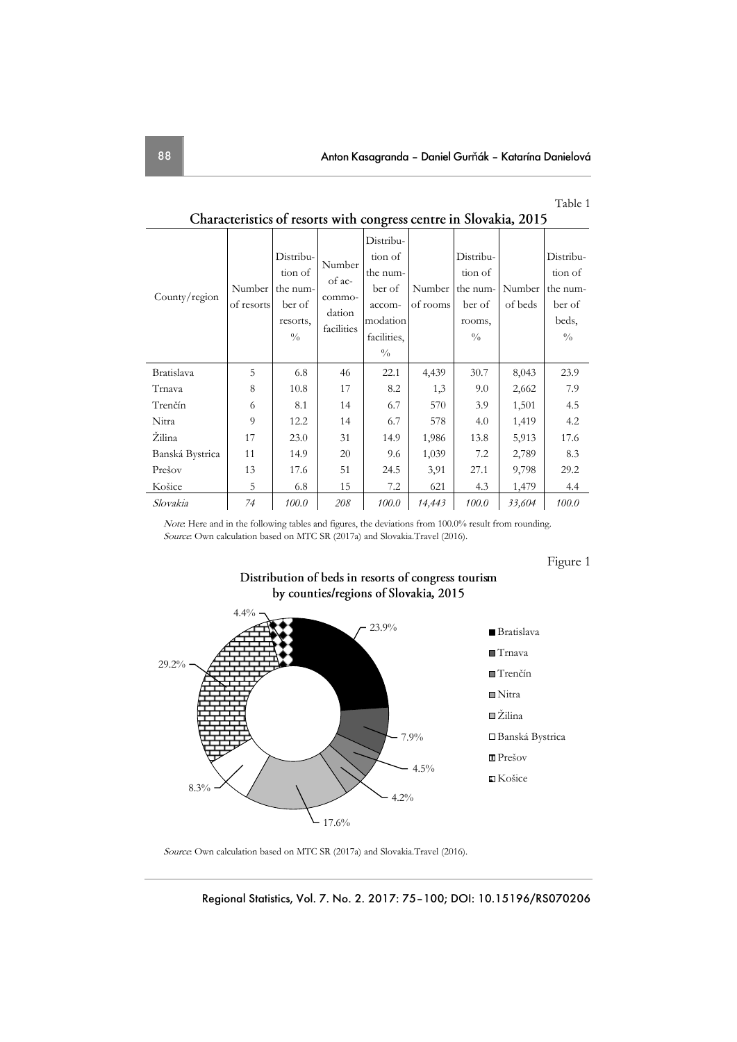Table 1

**Characteristics of resorts with congress centre in Slovakia, 2015**

| County/region | Number of resorts | Distribution of the number of resorts, % | Number of accommodation facilities | Distribution of the number of accommodation facilities, % | Number of rooms | Distribution of the number rooms, % | Number of beds | Distribution of the number of beds, % |
|---|---|---|---|---|---|---|---|---|
| Bratislava | 5 | 6.8 | 46 | 22.1 | 4,439 | 30.7 | 8,043 | 23.9 |
| Trnava | 8 | 10.8 | 17 | 8.2 | 1,3 | 9.0 | 2,662 | 7.9 |
| Trenčín | 6 | 8.1 | 14 | 6.7 | 570 | 3.9 | 1,501 | 4.5 |
| Nitra | 9 | 12.2 | 14 | 6.7 | 578 | 4.0 | 1,419 | 4.2 |
| Žilina | 17 | 23.0 | 31 | 14.9 | 1,986 | 13.8 | 5,913 | 17.6 |
| Banská Bystrica | 11 | 14.9 | 20 | 9.6 | 1,039 | 7.2 | 2,789 | 8.3 |
| Prešov | 13 | 17.6 | 51 | 24.5 | 3,91 | 27.1 | 9,798 | 29.2 |
| Košice | 5 | 6.8 | 15 | 7.2 | 621 | 4.3 | 1,479 | 4.4 |
| *Slovakia* | *74* | *100.0* | *208* | *100.0* | *14,443* | *100.0* | *33,604* | *100.0* |

*Note*: Here and in the following tables and figures, the deviations from 100.0% result from rounding.
*Source*: Own calculation based on MTC SR (2017a) and Slovakia.Travel (2016).

Figure 1

**Distribution of beds in resorts of congress tourism by counties/regions of Slovakia, 2015**

- Bratislava: 23.9%
- Trnava: 7.9%
- Trenčín: 4.5%
- Nitra: 4.2%
- Žilina: 17.6%
- Banská Bystrica: 8.3%
- Prešov: 29.2%
- Košice: 4.4%

*Source*: Own calculation based on MTC SR (2017a) and Slovakia.Travel (2016).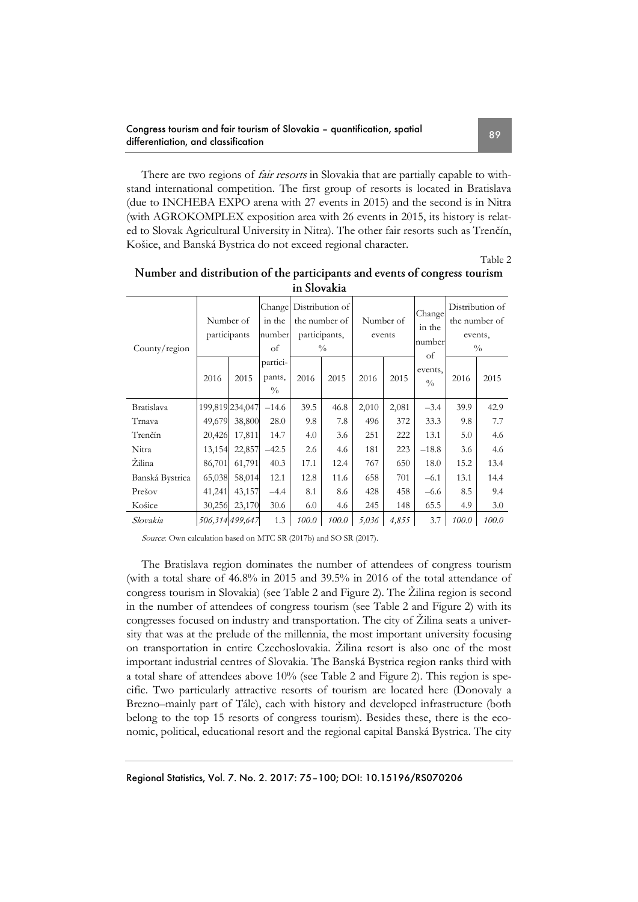There are two regions of *fair resorts* in Slovakia that are partially capable to withstand international competition. The first group of resorts is located in Bratislava (due to INCHEBA EXPO arena with 27 events in 2015) and the second is in Nitra (with AGROKOMPLEX exposition area with 26 events in 2015, its history is related to Slovak Agricultural University in Nitra). The other fair resorts such as Trenčín, Košice, and Banská Bystrica do not exceed regional character.

Table 2

**Number and distribution of the participants and events of congress tourism in Slovakia**

| County/region | Number of participants | | Change in the number of partici-pants, % | Distribution of the number of participants, % | | Number of events | | Change in the number of events, % | Distribution of the number of events, % | |
|---|---|---|---|---|---|---|---|---|---|---|
| | 2016 | 2015 | | 2016 | 2015 | 2016 | 2015 | | 2016 | 2015 |
| Bratislava | 199,819 | 234,047 | –14.6 | 39.5 | 46.8 | 2,010 | 2,081 | –3.4 | 39.9 | 42.9 |
| Trnava | 49,679 | 38,800 | 28.0 | 9.8 | 7.8 | 496 | 372 | 33.3 | 9.8 | 7.7 |
| Trenčín | 20,426 | 17,811 | 14.7 | 4.0 | 3.6 | 251 | 222 | 13.1 | 5.0 | 4.6 |
| Nitra | 13,154 | 22,857 | –42.5 | 2.6 | 4.6 | 181 | 223 | –18.8 | 3.6 | 4.6 |
| Žilina | 86,701 | 61,791 | 40.3 | 17.1 | 12.4 | 767 | 650 | 18.0 | 15.2 | 13.4 |
| Banská Bystrica | 65,038 | 58,014 | 12.1 | 12.8 | 11.6 | 658 | 701 | –6.1 | 13.1 | 14.4 |
| Prešov | 41,241 | 43,157 | –4.4 | 8.1 | 8.6 | 428 | 458 | –6.6 | 8.5 | 9.4 |
| Košice | 30,256 | 23,170 | 30.6 | 6.0 | 4.6 | 245 | 148 | 65.5 | 4.9 | 3.0 |
| *Slovakia* | *506,314* | *499,647* | 1.3 | *100.0* | *100.0* | *5,036* | *4,855* | 3.7 | *100.0* | *100.0* |

*Source*: Own calculation based on MTC SR (2017b) and SO SR (2017).

The Bratislava region dominates the number of attendees of congress tourism (with a total share of 46.8% in 2015 and 39.5% in 2016 of the total attendance of congress tourism in Slovakia) (see Table 2 and Figure 2). The Žilina region is second in the number of attendees of congress tourism (see Table 2 and Figure 2) with its congresses focused on industry and transportation. The city of Žilina seats a university that was at the prelude of the millennia, the most important university focusing on transportation in entire Czechoslovakia. Žilina resort is also one of the most important industrial centres of Slovakia. The Banská Bystrica region ranks third with a total share of attendees above 10% (see Table 2 and Figure 2). This region is specific. Two particularly attractive resorts of tourism are located here (Donovaly a Brezno–mainly part of Tále), each with history and developed infrastructure (both belong to the top 15 resorts of congress tourism). Besides these, there is the economic, political, educational resort and the regional capital Banská Bystrica. The city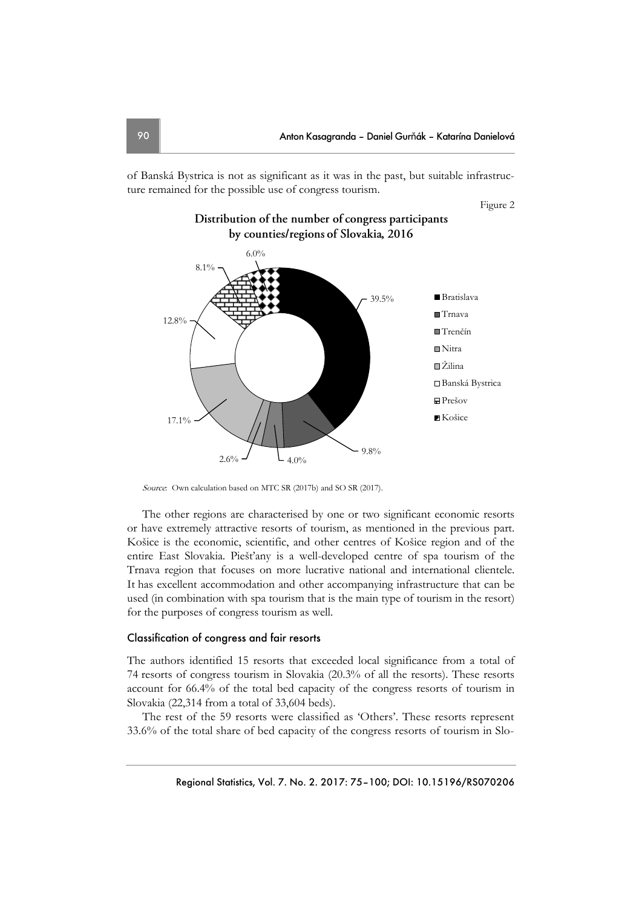of Banská Bystrica is not as significant as it was in the past, but suitable infrastructure remained for the possible use of congress tourism.

Figure 2

**Distribution of the number of congress participants by counties/regions of Slovakia, 2016**

| Region | Share |
|---|---|
| Bratislava | 39.5% |
| Trnava | 9.8% |
| Trenčín | 4.0% |
| Nitra | 2.6% |
| Žilina | 17.1% |
| Banská Bystrica | 12.8% |
| Prešov | 8.1% |
| Košice | 6.0% |

*Source*: Own calculation based on MTC SR (2017b) and SO SR (2017).

The other regions are characterised by one or two significant economic resorts or have extremely attractive resorts of tourism, as mentioned in the previous part. Košice is the economic, scientific, and other centres of Košice region and of the entire East Slovakia. Piešťany is a well-developed centre of spa tourism of the Trnava region that focuses on more lucrative national and international clientele. It has excellent accommodation and other accompanying infrastructure that can be used (in combination with spa tourism that is the main type of tourism in the resort) for the purposes of congress tourism as well.

### Classification of congress and fair resorts

The authors identified 15 resorts that exceeded local significance from a total of 74 resorts of congress tourism in Slovakia (20.3% of all the resorts). These resorts account for 66.4% of the total bed capacity of the congress resorts of tourism in Slovakia (22,314 from a total of 33,604 beds).

The rest of the 59 resorts were classified as 'Others'. These resorts represent 33.6% of the total share of bed capacity of the congress resorts of tourism in Slo-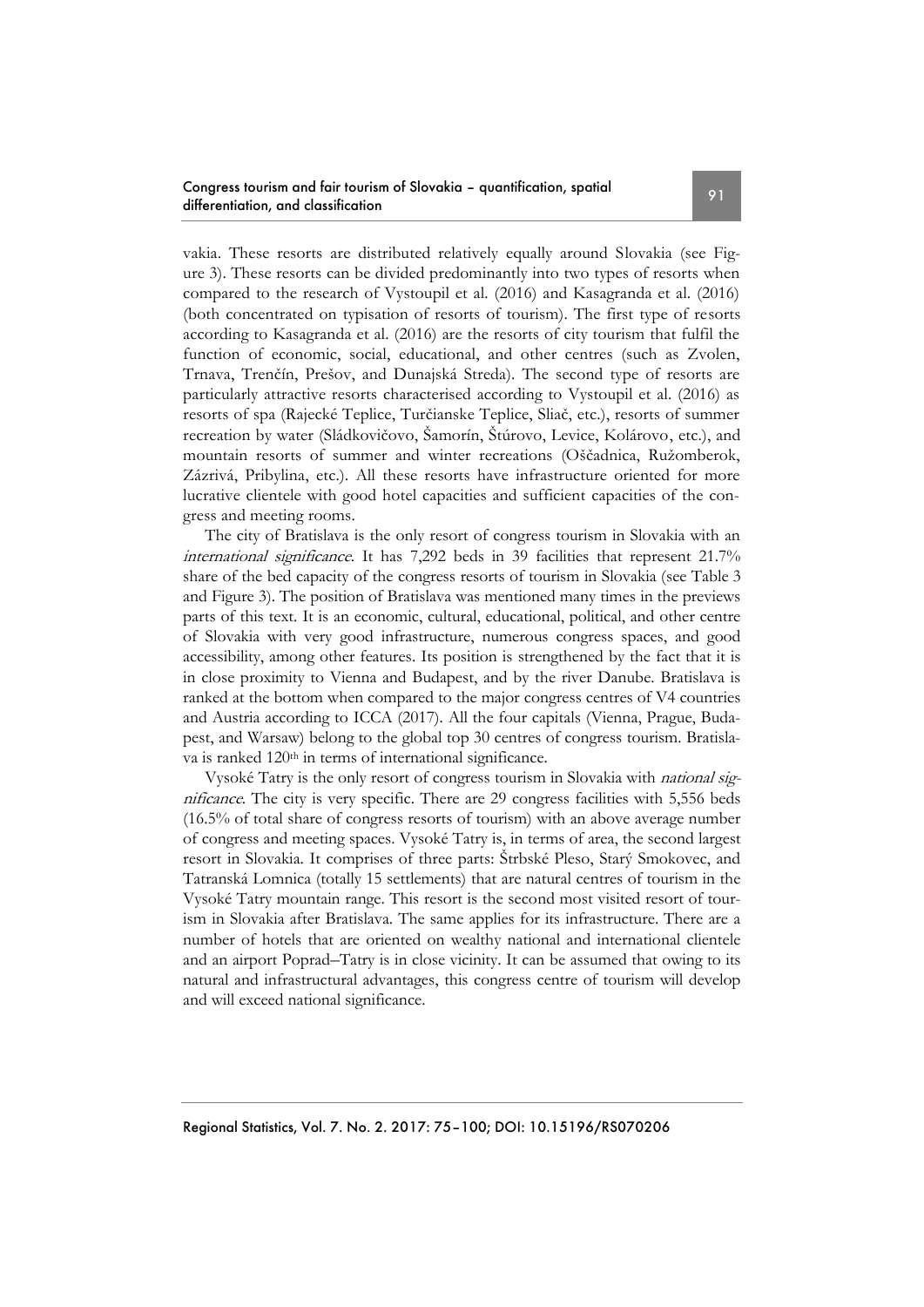vakia. These resorts are distributed relatively equally around Slovakia (see Figure 3). These resorts can be divided predominantly into two types of resorts when compared to the research of Vystoupil et al. (2016) and Kasagranda et al. (2016) (both concentrated on typisation of resorts of tourism). The first type of resorts according to Kasagranda et al. (2016) are the resorts of city tourism that fulfil the function of economic, social, educational, and other centres (such as Zvolen, Trnava, Trenčín, Prešov, and Dunajská Streda). The second type of resorts are particularly attractive resorts characterised according to Vystoupil et al. (2016) as resorts of spa (Rajecké Teplice, Turčianske Teplice, Sliač, etc.), resorts of summer recreation by water (Sládkovičovo, Šamorín, Štúrovo, Levice, Kolárovo, etc.), and mountain resorts of summer and winter recreations (Oščadnica, Ružomberok, Zázrivá, Pribylina, etc.). All these resorts have infrastructure oriented for more lucrative clientele with good hotel capacities and sufficient capacities of the congress and meeting rooms.

The city of Bratislava is the only resort of congress tourism in Slovakia with an *international significance*. It has 7,292 beds in 39 facilities that represent 21.7% share of the bed capacity of the congress resorts of tourism in Slovakia (see Table 3 and Figure 3). The position of Bratislava was mentioned many times in the previews parts of this text. It is an economic, cultural, educational, political, and other centre of Slovakia with very good infrastructure, numerous congress spaces, and good accessibility, among other features. Its position is strengthened by the fact that it is in close proximity to Vienna and Budapest, and by the river Danube. Bratislava is ranked at the bottom when compared to the major congress centres of V4 countries and Austria according to ICCA (2017). All the four capitals (Vienna, Prague, Budapest, and Warsaw) belong to the global top 30 centres of congress tourism. Bratislava is ranked 120th in terms of international significance.

Vysoké Tatry is the only resort of congress tourism in Slovakia with *national significance*. The city is very specific. There are 29 congress facilities with 5,556 beds (16.5% of total share of congress resorts of tourism) with an above average number of congress and meeting spaces. Vysoké Tatry is, in terms of area, the second largest resort in Slovakia. It comprises of three parts: Štrbské Pleso, Starý Smokovec, and Tatranská Lomnica (totally 15 settlements) that are natural centres of tourism in the Vysoké Tatry mountain range. This resort is the second most visited resort of tourism in Slovakia after Bratislava. The same applies for its infrastructure. There are a number of hotels that are oriented on wealthy national and international clientele and an airport Poprad–Tatry is in close vicinity. It can be assumed that owing to its natural and infrastructural advantages, this congress centre of tourism will develop and will exceed national significance.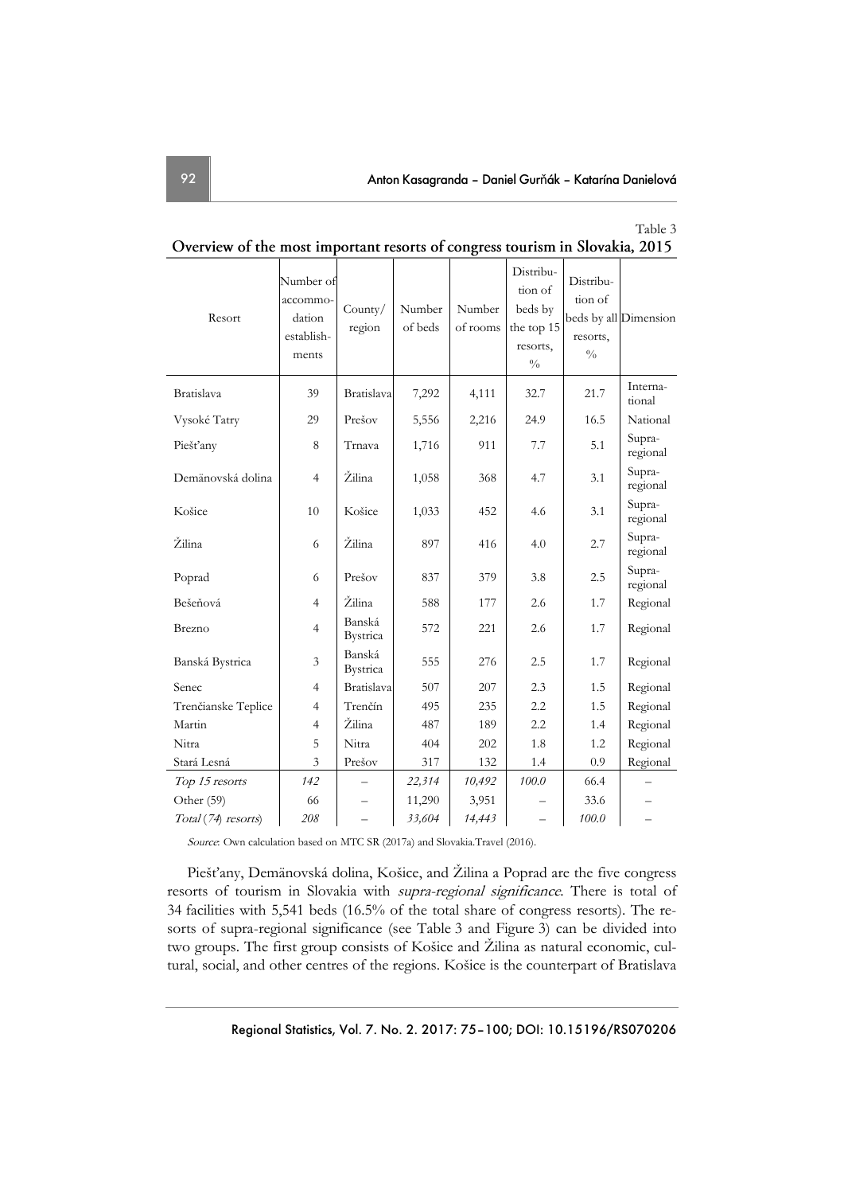Table 3

**Overview of the most important resorts of congress tourism in Slovakia, 2015**

| Resort | Number of accommodation establishments | County/ region | Number of beds | Number of rooms | Distribution of beds by the top 15 resorts, % | Distribution of beds by all resorts, % | Dimension |
|---|---|---|---|---|---|---|---|
| Bratislava | 39 | Bratislava | 7,292 | 4,111 | 32.7 | 21.7 | International |
| Vysoké Tatry | 29 | Prešov | 5,556 | 2,216 | 24.9 | 16.5 | National |
| Piešťany | 8 | Trnava | 1,716 | 911 | 7.7 | 5.1 | Supra-regional |
| Demänovská dolina | 4 | Žilina | 1,058 | 368 | 4.7 | 3.1 | Supra-regional |
| Košice | 10 | Košice | 1,033 | 452 | 4.6 | 3.1 | Supra-regional |
| Žilina | 6 | Žilina | 897 | 416 | 4.0 | 2.7 | Supra-regional |
| Poprad | 6 | Prešov | 837 | 379 | 3.8 | 2.5 | Supra-regional |
| Bešeňová | 4 | Žilina | 588 | 177 | 2.6 | 1.7 | Regional |
| Brezno | 4 | Banská Bystrica | 572 | 221 | 2.6 | 1.7 | Regional |
| Banská Bystrica | 3 | Banská Bystrica | 555 | 276 | 2.5 | 1.7 | Regional |
| Senec | 4 | Bratislava | 507 | 207 | 2.3 | 1.5 | Regional |
| Trenčianske Teplice | 4 | Trenčín | 495 | 235 | 2.2 | 1.5 | Regional |
| Martin | 4 | Žilina | 487 | 189 | 2.2 | 1.4 | Regional |
| Nitra | 5 | Nitra | 404 | 202 | 1.8 | 1.2 | Regional |
| Stará Lesná | 3 | Prešov | 317 | 132 | 1.4 | 0.9 | Regional |
| *Top 15 resorts* | *142* | – | *22,314* | *10,492* | *100.0* | 66.4 | – |
| Other (59) | 66 | – | 11,290 | 3,951 | – | 33.6 | – |
| *Total (74) resorts* | *208* | – | *33,604* | *14,443* | – | *100.0* | – |

*Source*: Own calculation based on MTC SR (2017a) and Slovakia.Travel (2016).

Piešťany, Demänovská dolina, Košice, and Žilina a Poprad are the five congress resorts of tourism in Slovakia with *supra-regional significance*. There is total of 34 facilities with 5,541 beds (16.5% of the total share of congress resorts). The resorts of supra-regional significance (see Table 3 and Figure 3) can be divided into two groups. The first group consists of Košice and Žilina as natural economic, cultural, social, and other centres of the regions. Košice is the counterpart of Bratislava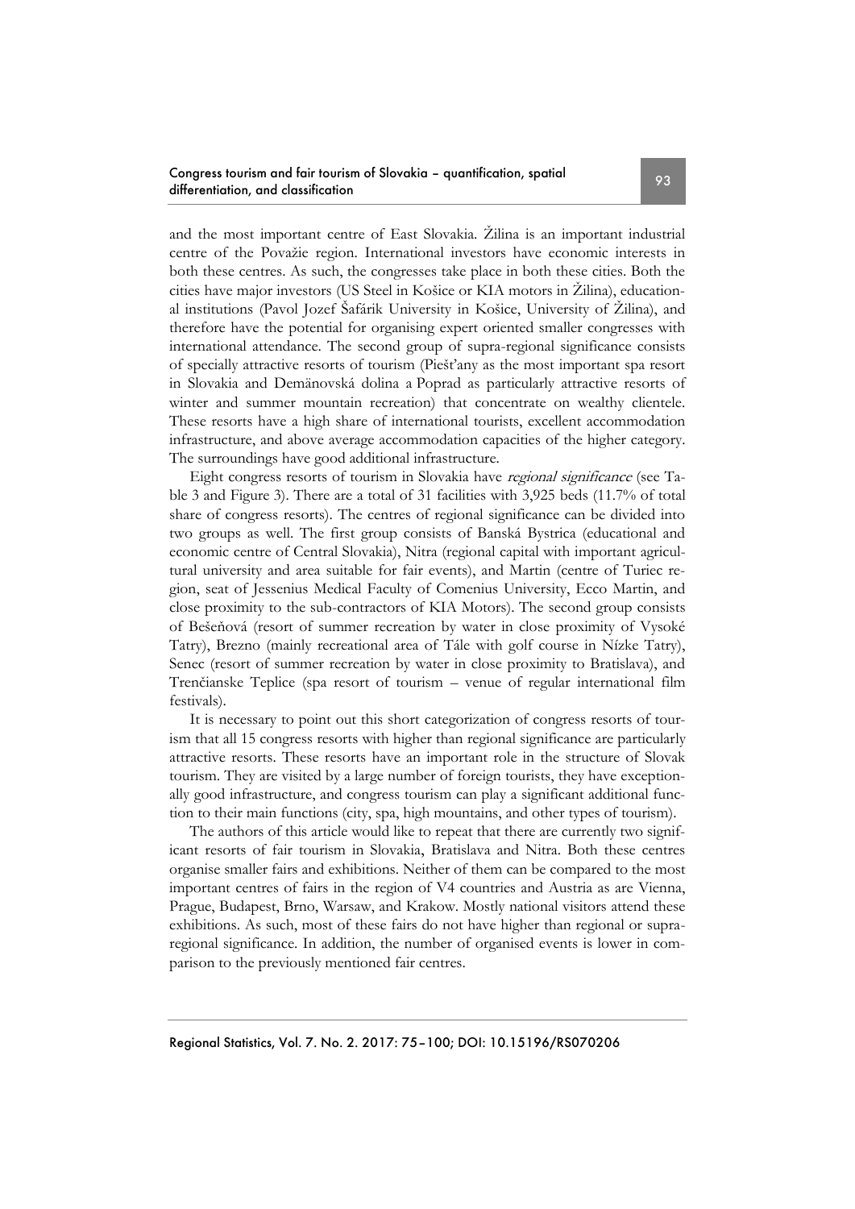and the most important centre of East Slovakia. Žilina is an important industrial centre of the Považie region. International investors have economic interests in both these centres. As such, the congresses take place in both these cities. Both the cities have major investors (US Steel in Košice or KIA motors in Žilina), educational institutions (Pavol Jozef Šafárik University in Košice, University of Žilina), and therefore have the potential for organising expert oriented smaller congresses with international attendance. The second group of supra-regional significance consists of specially attractive resorts of tourism (Piešťany as the most important spa resort in Slovakia and Demänovská dolina a Poprad as particularly attractive resorts of winter and summer mountain recreation) that concentrate on wealthy clientele. These resorts have a high share of international tourists, excellent accommodation infrastructure, and above average accommodation capacities of the higher category. The surroundings have good additional infrastructure.

Eight congress resorts of tourism in Slovakia have *regional significance* (see Table 3 and Figure 3). There are a total of 31 facilities with 3,925 beds (11.7% of total share of congress resorts). The centres of regional significance can be divided into two groups as well. The first group consists of Banská Bystrica (educational and economic centre of Central Slovakia), Nitra (regional capital with important agricultural university and area suitable for fair events), and Martin (centre of Turiec region, seat of Jessenius Medical Faculty of Comenius University, Ecco Martin, and close proximity to the sub-contractors of KIA Motors). The second group consists of Bešeňová (resort of summer recreation by water in close proximity of Vysoké Tatry), Brezno (mainly recreational area of Tále with golf course in Nízke Tatry), Senec (resort of summer recreation by water in close proximity to Bratislava), and Trenčianske Teplice (spa resort of tourism – venue of regular international film festivals).

It is necessary to point out this short categorization of congress resorts of tourism that all 15 congress resorts with higher than regional significance are particularly attractive resorts. These resorts have an important role in the structure of Slovak tourism. They are visited by a large number of foreign tourists, they have exceptionally good infrastructure, and congress tourism can play a significant additional function to their main functions (city, spa, high mountains, and other types of tourism).

The authors of this article would like to repeat that there are currently two significant resorts of fair tourism in Slovakia, Bratislava and Nitra. Both these centres organise smaller fairs and exhibitions. Neither of them can be compared to the most important centres of fairs in the region of V4 countries and Austria as are Vienna, Prague, Budapest, Brno, Warsaw, and Krakow. Mostly national visitors attend these exhibitions. As such, most of these fairs do not have higher than regional or supra-regional significance. In addition, the number of organised events is lower in comparison to the previously mentioned fair centres.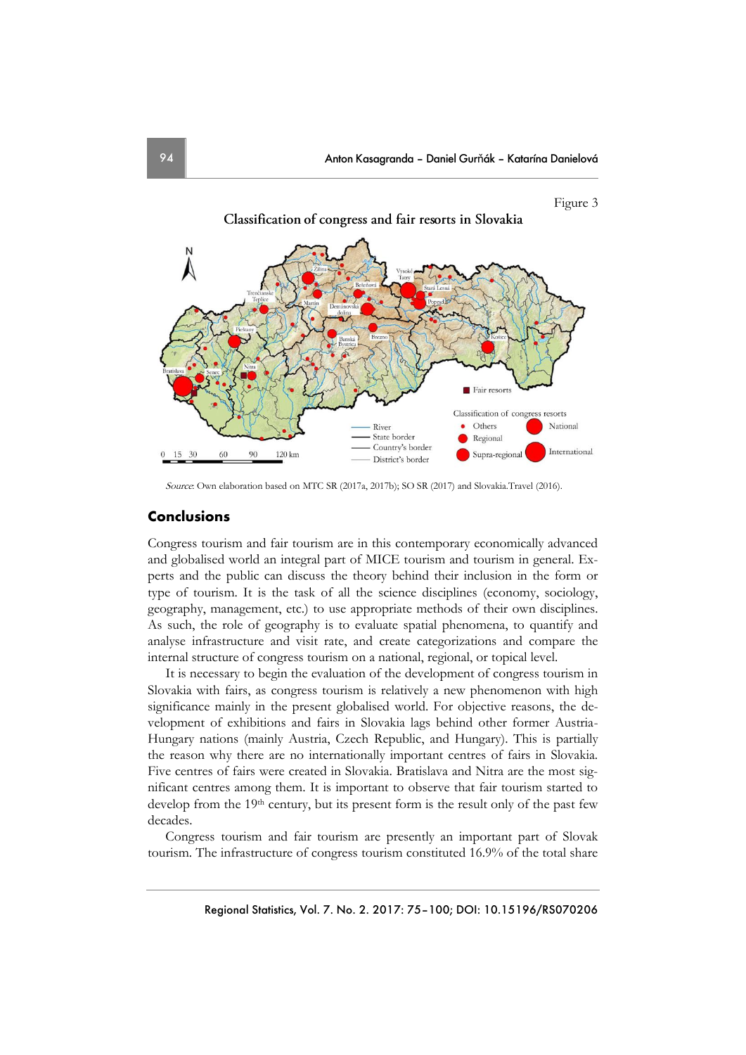Figure 3

**Classification of congress and fair resorts in Slovakia**

*Source*: Own elaboration based on MTC SR (2017a, 2017b); SO SR (2017) and Slovakia.Travel (2016).

## Conclusions

Congress tourism and fair tourism are in this contemporary economically advanced and globalised world an integral part of MICE tourism and tourism in general. Experts and the public can discuss the theory behind their inclusion in the form or type of tourism. It is the task of all the science disciplines (economy, sociology, geography, management, etc.) to use appropriate methods of their own disciplines. As such, the role of geography is to evaluate spatial phenomena, to quantify and analyse infrastructure and visit rate, and create categorizations and compare the internal structure of congress tourism on a national, regional, or topical level.

It is necessary to begin the evaluation of the development of congress tourism in Slovakia with fairs, as congress tourism is relatively a new phenomenon with high significance mainly in the present globalised world. For objective reasons, the development of exhibitions and fairs in Slovakia lags behind other former Austria-Hungary nations (mainly Austria, Czech Republic, and Hungary). This is partially the reason why there are no internationally important centres of fairs in Slovakia. Five centres of fairs were created in Slovakia. Bratislava and Nitra are the most significant centres among them. It is important to observe that fair tourism started to develop from the 19th century, but its present form is the result only of the past few decades.

Congress tourism and fair tourism are presently an important part of Slovak tourism. The infrastructure of congress tourism constituted 16.9% of the total share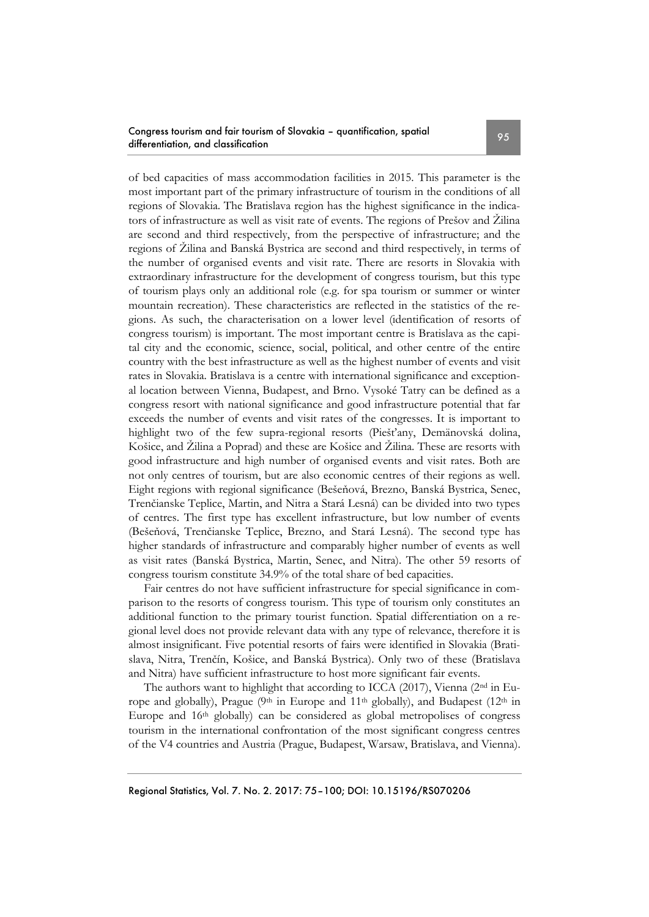of bed capacities of mass accommodation facilities in 2015. This parameter is the most important part of the primary infrastructure of tourism in the conditions of all regions of Slovakia. The Bratislava region has the highest significance in the indicators of infrastructure as well as visit rate of events. The regions of Prešov and Žilina are second and third respectively, from the perspective of infrastructure; and the regions of Žilina and Banská Bystrica are second and third respectively, in terms of the number of organised events and visit rate. There are resorts in Slovakia with extraordinary infrastructure for the development of congress tourism, but this type of tourism plays only an additional role (e.g. for spa tourism or summer or winter mountain recreation). These characteristics are reflected in the statistics of the regions. As such, the characterisation on a lower level (identification of resorts of congress tourism) is important. The most important centre is Bratislava as the capital city and the economic, science, social, political, and other centre of the entire country with the best infrastructure as well as the highest number of events and visit rates in Slovakia. Bratislava is a centre with international significance and exceptional location between Vienna, Budapest, and Brno. Vysoké Tatry can be defined as a congress resort with national significance and good infrastructure potential that far exceeds the number of events and visit rates of the congresses. It is important to highlight two of the few supra-regional resorts (Piešťany, Demänovská dolina, Košice, and Žilina a Poprad) and these are Košice and Žilina. These are resorts with good infrastructure and high number of organised events and visit rates. Both are not only centres of tourism, but are also economic centres of their regions as well. Eight regions with regional significance (Bešeňová, Brezno, Banská Bystrica, Senec, Trenčianske Teplice, Martin, and Nitra a Stará Lesná) can be divided into two types of centres. The first type has excellent infrastructure, but low number of events (Bešeňová, Trenčianske Teplice, Brezno, and Stará Lesná). The second type has higher standards of infrastructure and comparably higher number of events as well as visit rates (Banská Bystrica, Martin, Senec, and Nitra). The other 59 resorts of congress tourism constitute 34.9% of the total share of bed capacities.

Fair centres do not have sufficient infrastructure for special significance in comparison to the resorts of congress tourism. This type of tourism only constitutes an additional function to the primary tourist function. Spatial differentiation on a regional level does not provide relevant data with any type of relevance, therefore it is almost insignificant. Five potential resorts of fairs were identified in Slovakia (Bratislava, Nitra, Trenčín, Košice, and Banská Bystrica). Only two of these (Bratislava and Nitra) have sufficient infrastructure to host more significant fair events.

The authors want to highlight that according to ICCA (2017), Vienna (2nd in Europe and globally), Prague (9th in Europe and 11th globally), and Budapest (12th in Europe and 16th globally) can be considered as global metropolises of congress tourism in the international confrontation of the most significant congress centres of the V4 countries and Austria (Prague, Budapest, Warsaw, Bratislava, and Vienna).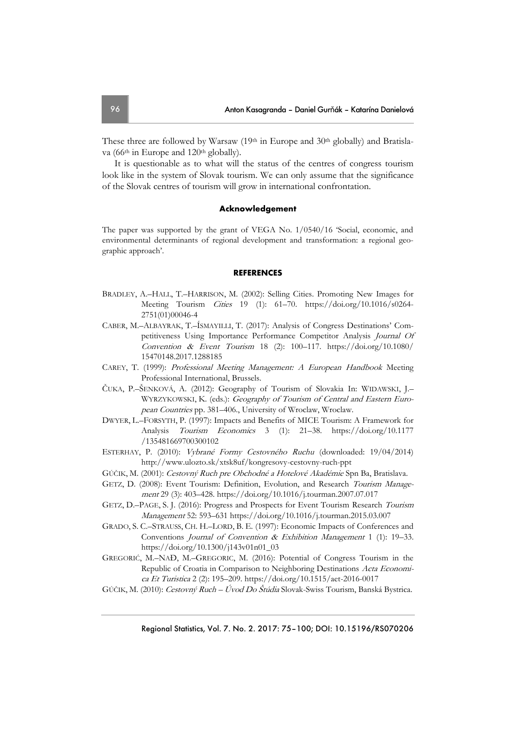These three are followed by Warsaw (19th in Europe and 30th globally) and Bratislava (66th in Europe and 120th globally).

It is questionable as to what will the status of the centres of congress tourism look like in the system of Slovak tourism. We can only assume that the significance of the Slovak centres of tourism will grow in international confrontation.

## Acknowledgement

The paper was supported by the grant of VEGA No. 1/0540/16 'Social, economic, and environmental determinants of regional development and transformation: a regional geographic approach'.

## REFERENCES

BRADLEY, A.–HALL, T.–HARRISON, M. (2002): Selling Cities. Promoting New Images for Meeting Tourism *Cities* 19 (1): 61–70. https://doi.org/10.1016/s0264-2751(01)00046-4

CABER, M.–ALBAYRAK, T.–ÍSMAYILLI, T. (2017): Analysis of Congress Destinations' Competitiveness Using Importance Performance Competitor Analysis *Journal Of Convention & Event Tourism* 18 (2): 100–117. https://doi.org/10.1080/15470148.2017.1288185

CAREY, T. (1999): *Professional Meeting Management: A European Handbook* Meeting Professional International, Brussels.

ČUKA, P.–ŠENKOVÁ, A. (2012): Geography of Tourism of Slovakia In: WIDAWSKI, J.–WYRZYKOWSKI, K. (eds.): *Geography of Tourism of Central and Eastern European Countries* pp. 381–406., University of Wroclaw, Wroclaw.

DWYER, L.–FORSYTH, P. (1997): Impacts and Benefits of MICE Tourism: A Framework for Analysis *Tourism Economics* 3 (1): 21–38. https://doi.org/10.1177/135481669700300102

ESTERHAY, P. (2010): *Vybrané Formy Cestovného Ruchu* (downloaded: 19/04/2014) http://www.ulozto.sk/xtsk8uf/kongresovy-cestovny-ruch-ppt

GÚČIK, M. (2001): *Cestovný Ruch pre Obchodné a Hotelové Akadémie* Spn Ba, Bratislava.

GETZ, D. (2008): Event Tourism: Definition, Evolution, and Research *Tourism Management* 29 (3): 403–428. https://doi.org/10.1016/j.tourman.2007.07.017

GETZ, D.–PAGE, S. J. (2016): Progress and Prospects for Event Tourism Research *Tourism Management* 52: 593–631 https://doi.org/10.1016/j.tourman.2015.03.007

GRADO, S. C.–STRAUSS, CH. H.–LORD, B. E. (1997): Economic Impacts of Conferences and Conventions *Journal of Convention & Exhibition Management* 1 (1): 19–33. https://doi.org/10.1300/j143v01n01_03

GREGORIĆ, M.–NAĐ, M.–GREGORIC, M. (2016): Potential of Congress Tourism in the Republic of Croatia in Comparison to Neighboring Destinations *Acta Economica Et Turistica* 2 (2): 195–209. https://doi.org/10.1515/aet-2016-0017

GÚČIK, M. (2010): *Cestovný Ruch – Úvod Do Štúdia* Slovak-Swiss Tourism, Banská Bystrica.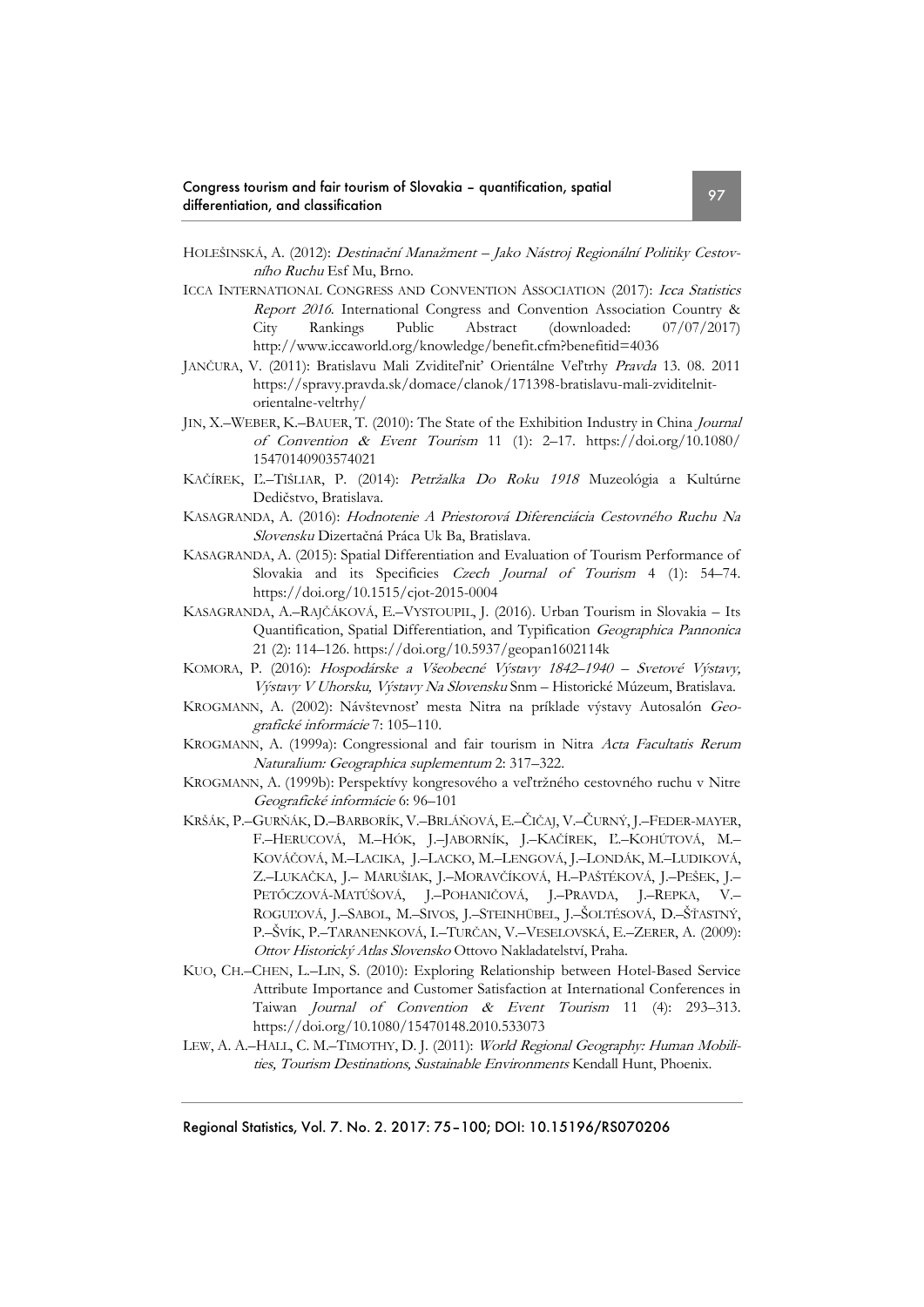HOLEŠINSKÁ, A. (2012): *Destinační Manažment – Jako Nástroj Regionální Politiky Cestovního Ruchu* Esf Mu, Brno.

ICCA INTERNATIONAL CONGRESS AND CONVENTION ASSOCIATION (2017): *Icca Statistics Report 2016.* International Congress and Convention Association Country & City Rankings Public Abstract (downloaded: 07/07/2017) http://www.iccaworld.org/knowledge/benefit.cfm?benefitid=4036

JANČURA, V. (2011): Bratislavu Mali Zviditeľnit' Orientálne Veľtrhy *Pravda* 13. 08. 2011 https://spravy.pravda.sk/domace/clanok/171398-bratislavu-mali-zviditelnit-orientalne-veltrhy/

JIN, X.–WEBER, K.–BAUER, T. (2010): The State of the Exhibition Industry in China *Journal of Convention & Event Tourism* 11 (1): 2–17. https://doi.org/10.1080/15470140903574021

KAČÍREK, Ľ.–TIŠLIAR, P. (2014): *Petržalka Do Roku 1918* Muzeológia a Kultúrne Dedičstvo, Bratislava.

KASAGRANDA, A. (2016): *Hodnotenie A Priestorová Diferenciácia Cestovného Ruchu Na Slovensku* Dizertačná Práca Uk Ba, Bratislava.

KASAGRANDA, A. (2015): Spatial Differentiation and Evaluation of Tourism Performance of Slovakia and its Specificies *Czech Journal of Tourism* 4 (1): 54–74. https://doi.org/10.1515/cjot-2015-0004

KASAGRANDA, A.–RAJČÁKOVÁ, E.–VYSTOUPIL, J. (2016). Urban Tourism in Slovakia – Its Quantification, Spatial Differentiation, and Typification *Geographica Pannonica* 21 (2): 114–126. https://doi.org/10.5937/geopan1602114k

KOMORA, P. (2016): *Hospodárske a Všeobecné Výstavy 1842–1940 – Svetové Výstavy, Výstavy V Uhorsku, Výstavy Na Slovensku* Snm – Historické Múzeum, Bratislava.

KROGMANN, A. (2002): Návštevnosť mesta Nitra na príklade výstavy Autosalón *Geografické informácie* 7: 105–110.

KROGMANN, A. (1999a): Congressional and fair tourism in Nitra *Acta Facultatis Rerum Naturalium: Geographica suplementum* 2: 317–322.

KROGMANN, A. (1999b): Perspektívy kongresového a veľtržného cestovného ruchu v Nitre *Geografické informácie* 6: 96–101

KRŠÁK, P.–GURŇÁK, D.–BARBORÍK, V.–BRLÁŇOVÁ, E.–ČIČAJ, V.–ČURNÝ, J.–FEDER-MAYER, F.–HERUCOVÁ, M.–HÓK, J.–JABORNÍK, J.–KAČÍREK, Ľ.–KOHÚTOVÁ, M.–KOVÁČOVÁ, M.–LACIKA, J.–LACKO, M.–LENGOVÁ, J.–LONDÁK, M.–LUDIKOVÁ, Z.–LUKAČKA, J.– MARUŠIAK, J.–MORAVČÍKOVÁ, H.–PAŠTÉKOVÁ, J.–PEŠEK, J.–PETŐCZOVÁ-MATÚŠOVÁ, J.–POHANIČOVÁ, J.–PRAVDA, J.–REPKA, V.–ROGUĽOVÁ, J.–SABOL, M.–SIVOS, J.–STEINHÜBEL, J.–ŠOLTÉSOVÁ, D.–ŠŤASTNÝ, P.–ŠVÍK, P.–TARANENKOVÁ, I.–TURČAN, V.–VESELOVSKÁ, E.–ZERER, A. (2009): *Ottov Historický Atlas Slovensko* Ottovo Nakladatelství, Praha.

KUO, CH.–CHEN, L.–LIN, S. (2010): Exploring Relationship between Hotel-Based Service Attribute Importance and Customer Satisfaction at International Conferences in Taiwan *Journal of Convention & Event Tourism* 11 (4): 293–313. https://doi.org/10.1080/15470148.2010.533073

LEW, A. A.–HALL, C. M.–TIMOTHY, D. J. (2011): *World Regional Geography: Human Mobilities, Tourism Destinations, Sustainable Environments* Kendall Hunt, Phoenix.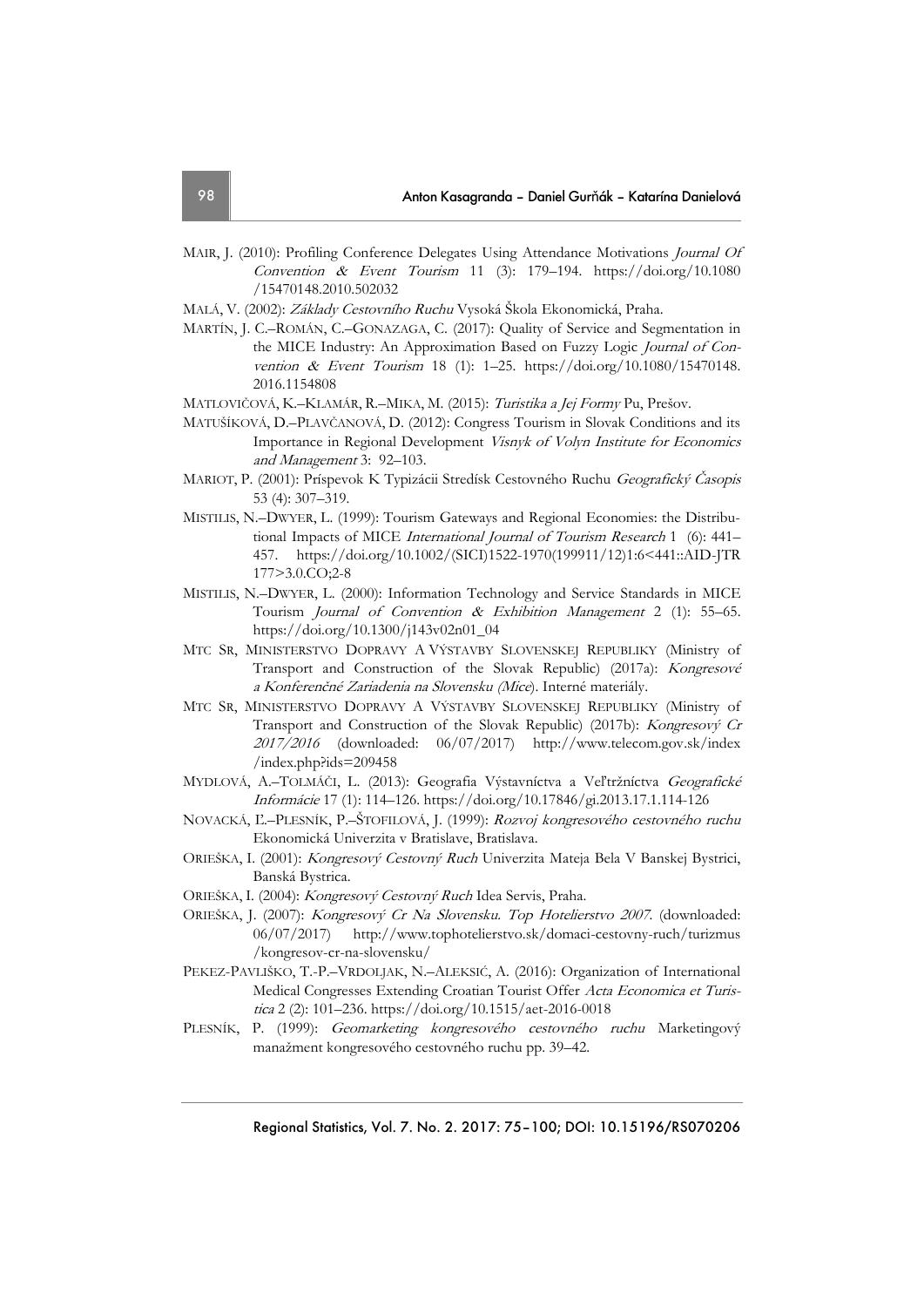MAIR, J. (2010): Profiling Conference Delegates Using Attendance Motivations *Journal Of Convention & Event Tourism* 11 (3): 179–194. https://doi.org/10.1080/15470148.2010.502032

MALÁ, V. (2002): *Základy Cestovního Ruchu* Vysoká Škola Ekonomická, Praha.

MARTÍN, J. C.–ROMÁN, C.–GONAZAGA, C. (2017): Quality of Service and Segmentation in the MICE Industry: An Approximation Based on Fuzzy Logic *Journal of Convention & Event Tourism* 18 (1): 1–25. https://doi.org/10.1080/15470148.2016.1154808

MATLOVIČOVÁ, K.–KLAMÁR, R.–MIKA, M. (2015): *Turistika a Jej Formy* Pu, Prešov.

MATUŠÍKOVÁ, D.–PLAVČANOVÁ, D. (2012): Congress Tourism in Slovak Conditions and its Importance in Regional Development *Visnyk of Volyn Institute for Economics and Management* 3: 92–103.

MARIOT, P. (2001): Príspevok K Typizácii Stredísk Cestovného Ruchu *Geografický Časopis* 53 (4): 307–319.

MISTILIS, N.–DWYER, L. (1999): Tourism Gateways and Regional Economies: the Distributional Impacts of MICE *International Journal of Tourism Research* 1 (6): 441–457. https://doi.org/10.1002/(SICI)1522-1970(199911/12)1:6<441::AID-JTR177>3.0.CO;2-8

MISTILIS, N.–DWYER, L. (2000): Information Technology and Service Standards in MICE Tourism *Journal of Convention & Exhibition Management* 2 (1): 55–65. https://doi.org/10.1300/j143v02n01_04

MTC SR, MINISTERSTVO DOPRAVY A VÝSTAVBY SLOVENSKEJ REPUBLIKY (Ministry of Transport and Construction of the Slovak Republic) (2017a): *Kongresové a Konferenčné Zariadenia na Slovensku (Mice)*. Interné materiály.

MTC SR, MINISTERSTVO DOPRAVY A VÝSTAVBY SLOVENSKEJ REPUBLIKY (Ministry of Transport and Construction of the Slovak Republic) (2017b): *Kongresový Cr 2017/2016* (downloaded: 06/07/2017) http://www.telecom.gov.sk/index/index.php?ids=209458

MYDLOVÁ, A.–TOLMÁČI, L. (2013): Geografia Výstavníctva a Veľtržníctva *Geografické Informácie* 17 (1): 114–126. https://doi.org/10.17846/gi.2013.17.1.114-126

NOVACKÁ, Ľ.–PLESNÍK, P.–ŠTOFILOVÁ, J. (1999): *Rozvoj kongresového cestovného ruchu* Ekonomická Univerzita v Bratislave, Bratislava.

ORIEŠKA, I. (2001): *Kongresový Cestovný Ruch* Univerzita Mateja Bela V Banskej Bystrici, Banská Bystrica.

ORIEŠKA, I. (2004): *Kongresový Cestovný Ruch* Idea Servis, Praha.

ORIEŠKA, J. (2007): *Kongresový Cr Na Slovensku. Top Hotelierstvo 2007.* (downloaded: 06/07/2017) http://www.tophotelierstvo.sk/domaci-cestovny-ruch/turizmus/kongresov-cr-na-slovensku/

PEKEZ-PAVLIŠKO, T.-P.–VRDOLJAK, N.–ALEKSIĆ, A. (2016): Organization of International Medical Congresses Extending Croatian Tourist Offer *Acta Economica et Turistica* 2 (2): 101–236. https://doi.org/10.1515/aet-2016-0018

PLESNÍK, P. (1999): *Geomarketing kongresového cestovného ruchu* Marketingový manažment kongresového cestovného ruchu pp. 39–42.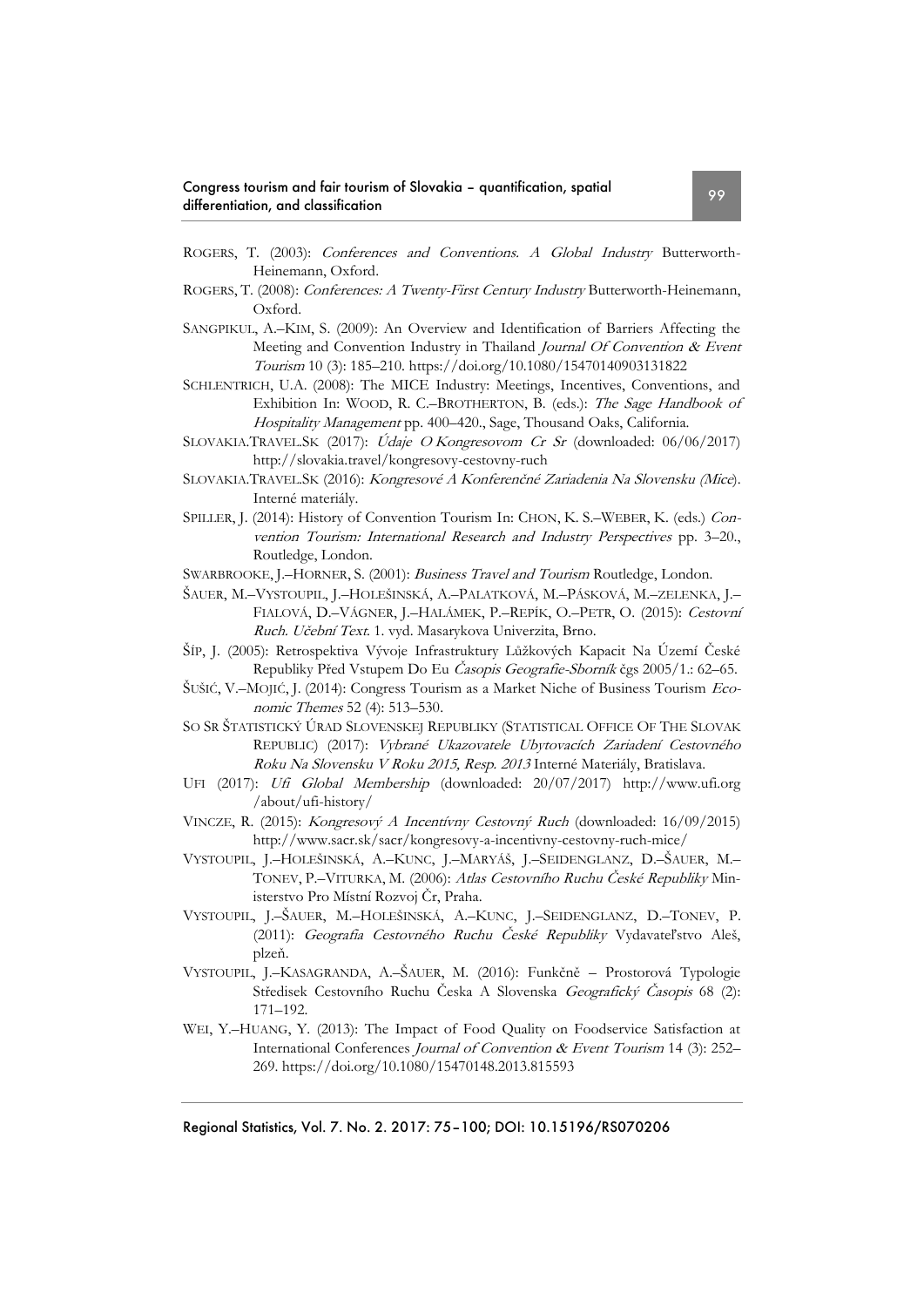ROGERS, T. (2003): *Conferences and Conventions. A Global Industry* Butterworth-Heinemann, Oxford.

ROGERS, T. (2008): *Conferences: A Twenty-First Century Industry* Butterworth-Heinemann, Oxford.

SANGPIKUL, A.–KIM, S. (2009): An Overview and Identification of Barriers Affecting the Meeting and Convention Industry in Thailand *Journal Of Convention & Event Tourism* 10 (3): 185–210. https://doi.org/10.1080/15470140903131822

SCHLENTRICH, U.A. (2008): The MICE Industry: Meetings, Incentives, Conventions, and Exhibition In: WOOD, R. C.–BROTHERTON, B. (eds.): *The Sage Handbook of Hospitality Management* pp. 400–420., Sage, Thousand Oaks, California.

SLOVAKIA.TRAVEL.SK (2017): *Údaje O Kongresovom Cr Sr* (downloaded: 06/06/2017) http://slovakia.travel/kongresovy-cestovny-ruch

SLOVAKIA.TRAVEL.SK (2016): *Kongresové A Konferenčné Zariadenia Na Slovensku (Mice)*. Interné materiály.

SPILLER, J. (2014): History of Convention Tourism In: CHON, K. S.–WEBER, K. (eds.) *Convention Tourism: International Research and Industry Perspectives* pp. 3–20., Routledge, London.

SWARBROOKE, J.–HORNER, S. (2001): *Business Travel and Tourism* Routledge, London.

ŠAUER, M.–VYSTOUPIL, J.–HOLEŠINSKÁ, A.–PALATKOVÁ, M.–PÁSKOVÁ, M.–ZELENKA, J.–FIALOVÁ, D.–VÁGNER, J.–HALÁMEK, P.–REPÍK, O.–PETR, O. (2015): *Cestovní Ruch. Učební Text.* 1. vyd. Masarykova Univerzita, Brno.

ŠÍP, J. (2005): Retrospektiva Vývoje Infrastruktury Lůžkových Kapacit Na Území České Republiky Před Vstupem Do Eu *Časopis Geografie-Sborník* čgs 2005/1.: 62–65.

ŠUŠIĆ, V.–MOJIĆ, J. (2014): Congress Tourism as a Market Niche of Business Tourism *Economic Themes* 52 (4): 513–530.

SO SR ŠTATISTICKÝ ÚRAD SLOVENSKEJ REPUBLIKY (STATISTICAL OFFICE OF THE SLOVAK REPUBLIC) (2017): *Vybrané Ukazovatele Ubytovacích Zariadení Cestovného Roku Na Slovensku V Roku 2015, Resp. 2013* Interné Materiály, Bratislava.

UFI (2017): *Ufi Global Membership* (downloaded: 20/07/2017) http://www.ufi.org/about/ufi-history/

VINCZE, R. (2015): *Kongresový A Incentívny Cestovný Ruch* (downloaded: 16/09/2015) http://www.sacr.sk/sacr/kongresovy-a-incentivny-cestovny-ruch-mice/

VYSTOUPIL, J.–HOLEŠINSKÁ, A.–KUNC, J.–MARYÁŠ, J.–SEIDENGLANZ, D.–ŠAUER, M.–TONEV, P.–VITURKA, M. (2006): *Atlas Cestovního Ruchu České Republiky* Ministerstvo Pro Místní Rozvoj Čr, Praha.

VYSTOUPIL, J.–ŠAUER, M.–HOLEŠINSKÁ, A.–KUNC, J.–SEIDENGLANZ, D.–TONEV, P. (2011): *Geografia Cestovného Ruchu České Republiky* Vydavateľstvo Aleš, plzeň.

VYSTOUPIL, J.–KASAGRANDA, A.–ŠAUER, M. (2016): Funkčně – Prostorová Typologie Středisek Cestovního Ruchu Česka A Slovenska *Geografický Časopis* 68 (2): 171–192.

WEI, Y.–HUANG, Y. (2013): The Impact of Food Quality on Foodservice Satisfaction at International Conferences *Journal of Convention & Event Tourism* 14 (3): 252–269. https://doi.org/10.1080/15470148.2013.815593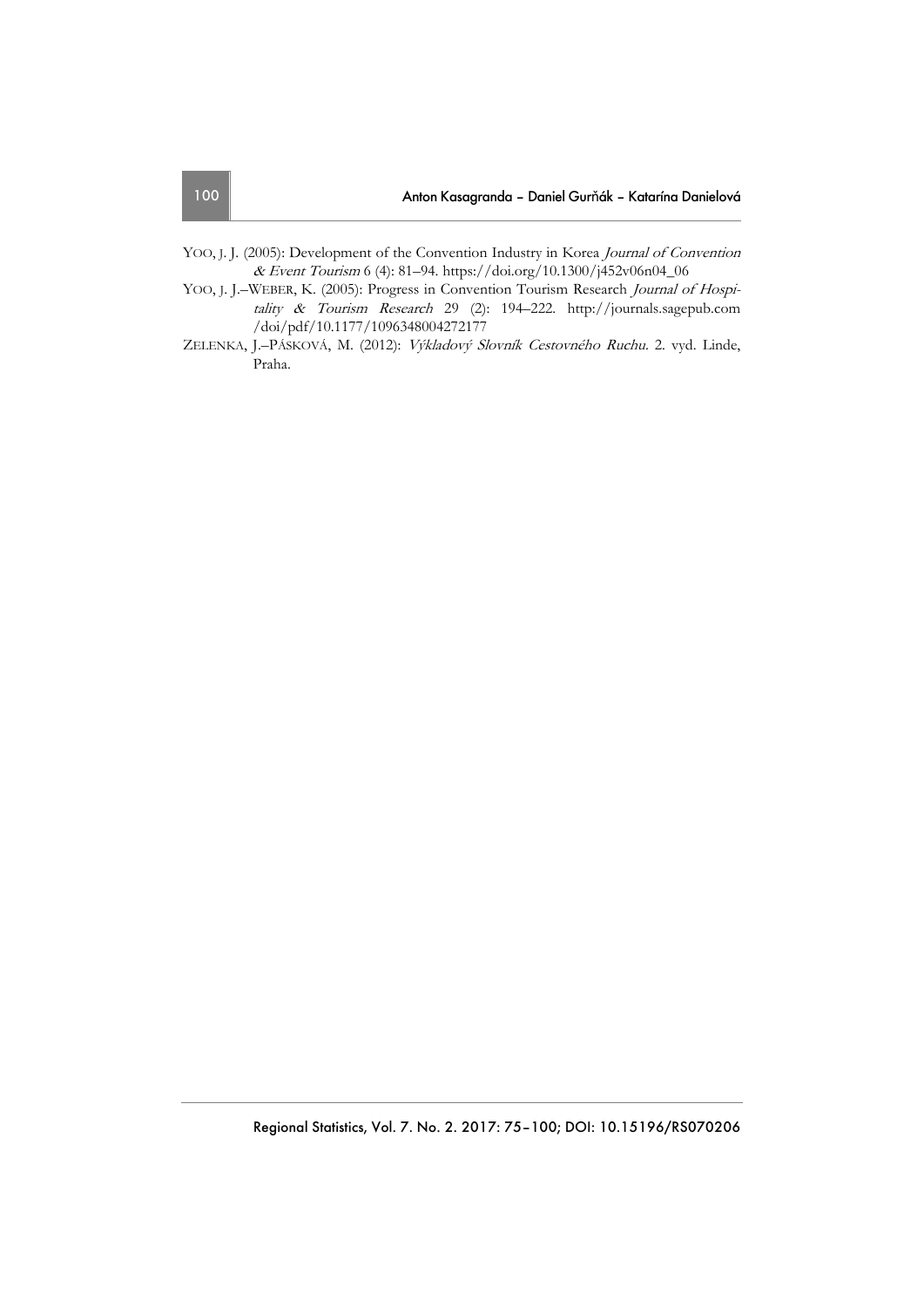YOO, J. J. (2005): Development of the Convention Industry in Korea *Journal of Convention & Event Tourism* 6 (4): 81–94. https://doi.org/10.1300/j452v06n04_06

YOO, J. J.–WEBER, K. (2005): Progress in Convention Tourism Research *Journal of Hospitality & Tourism Research* 29 (2): 194–222. http://journals.sagepub.com/doi/pdf/10.1177/1096348004272177

ZELENKA, J.–PÁSKOVÁ, M. (2012): *Výkladový Slovník Cestovného Ruchu.* 2. vyd. Linde, Praha.